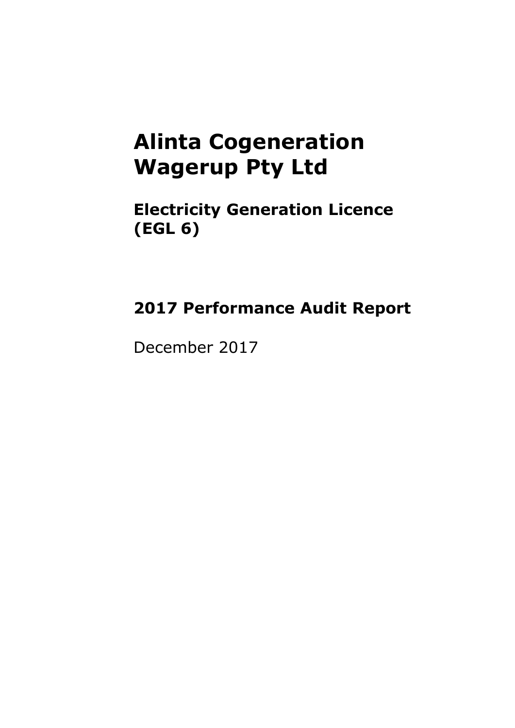# Alinta Cogeneration Wagerup Pty Ltd

## Electricity Generation Licence (EGL 6)

## 2017 Performance Audit Report

December 2017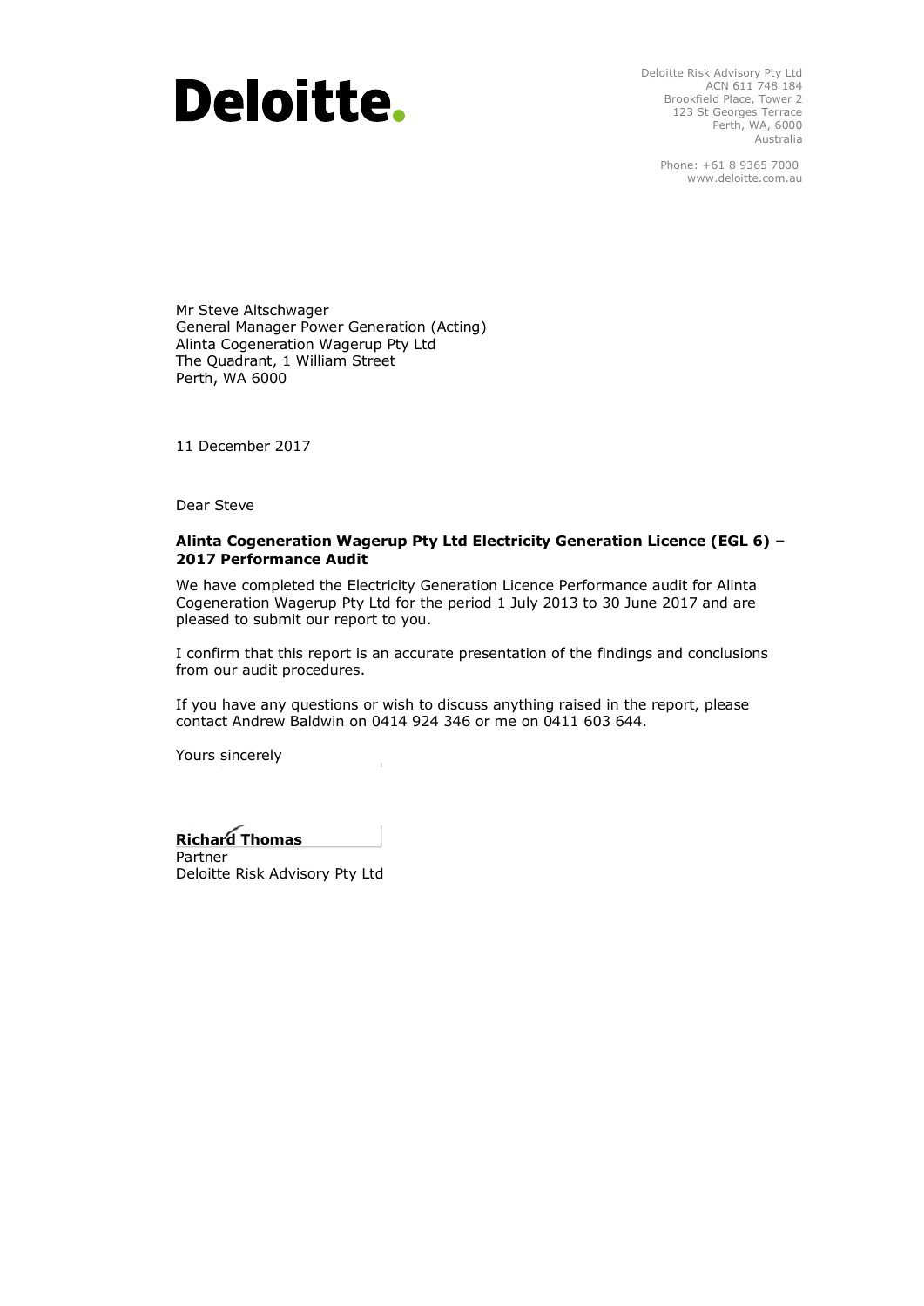**Deloitte.**

Deloitte Risk Advisory Pty Ltd
ACN 611 748 184
Brookfield Place, Tower 2
123 St Georges Terrace
Perth, WA, 6000
Australia

Phone: +61 8 9365 7000
www.deloitte.com.au

Mr Steve Altschwager
General Manager Power Generation (Acting)
Alinta Cogeneration Wagerup Pty Ltd
The Quadrant, 1 William Street
Perth, WA 6000

11 December 2017

Dear Steve

**Alinta Cogeneration Wagerup Pty Ltd Electricity Generation Licence (EGL 6) – 2017 Performance Audit**

We have completed the Electricity Generation Licence Performance audit for Alinta Cogeneration Wagerup Pty Ltd for the period 1 July 2013 to 30 June 2017 and are pleased to submit our report to you.

I confirm that this report is an accurate presentation of the findings and conclusions from our audit procedures.

If you have any questions or wish to discuss anything raised in the report, please contact Andrew Baldwin on 0414 924 346 or me on 0411 603 644.

Yours sincerely

**Richard Thomas**
Partner
Deloitte Risk Advisory Pty Ltd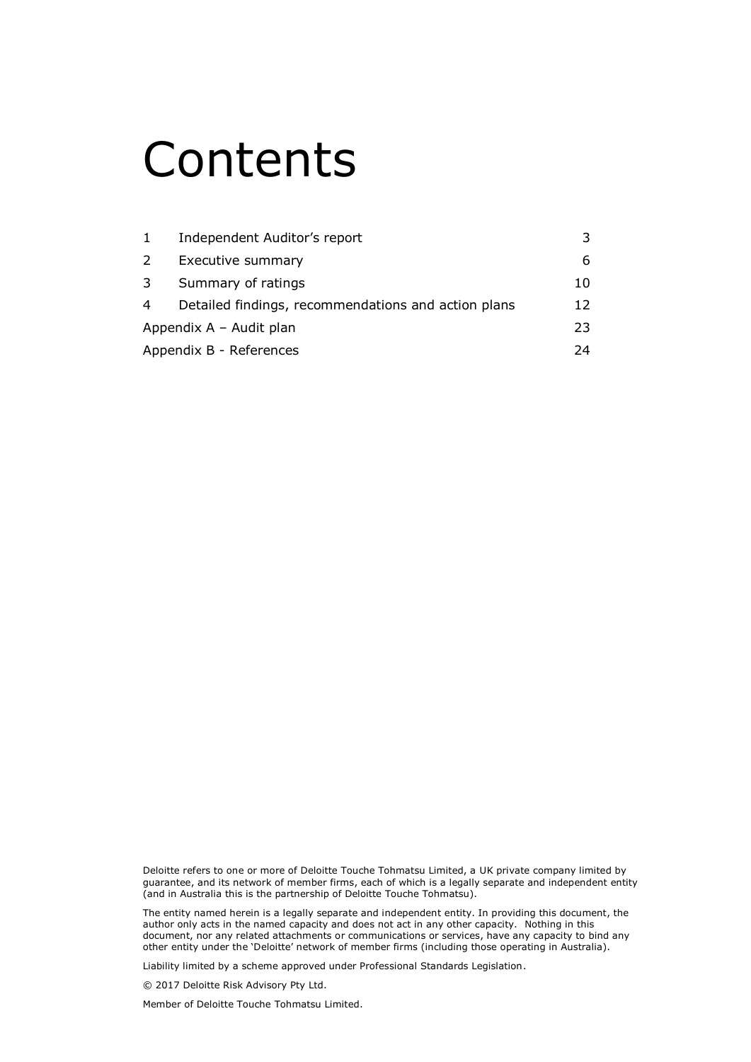# Contents

| | | |
|---|---|---|
| 1 | Independent Auditor's report | 3 |
| 2 | Executive summary | 6 |
| 3 | Summary of ratings | 10 |
| 4 | Detailed findings, recommendations and action plans | 12 |
| Appendix A – Audit plan | | 23 |
| Appendix B - References | | 24 |

Deloitte refers to one or more of Deloitte Touche Tohmatsu Limited, a UK private company limited by guarantee, and its network of member firms, each of which is a legally separate and independent entity (and in Australia this is the partnership of Deloitte Touche Tohmatsu).

The entity named herein is a legally separate and independent entity. In providing this document, the author only acts in the named capacity and does not act in any other capacity. Nothing in this document, nor any related attachments or communications or services, have any capacity to bind any other entity under the 'Deloitte' network of member firms (including those operating in Australia).

Liability limited by a scheme approved under Professional Standards Legislation.

© 2017 Deloitte Risk Advisory Pty Ltd.

Member of Deloitte Touche Tohmatsu Limited.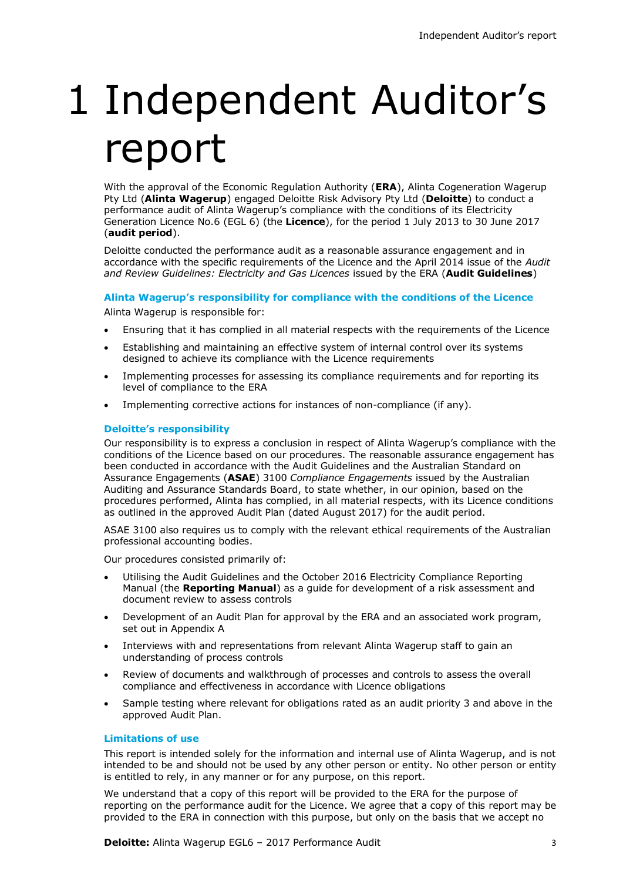# 1 Independent Auditor's report

With the approval of the Economic Regulation Authority (**ERA**), Alinta Cogeneration Wagerup Pty Ltd (**Alinta Wagerup**) engaged Deloitte Risk Advisory Pty Ltd (**Deloitte**) to conduct a performance audit of Alinta Wagerup's compliance with the conditions of its Electricity Generation Licence No.6 (EGL 6) (the **Licence**), for the period 1 July 2013 to 30 June 2017 (**audit period**).

Deloitte conducted the performance audit as a reasonable assurance engagement and in accordance with the specific requirements of the Licence and the April 2014 issue of the *Audit and Review Guidelines: Electricity and Gas Licences* issued by the ERA (**Audit Guidelines**)

### Alinta Wagerup's responsibility for compliance with the conditions of the Licence

Alinta Wagerup is responsible for:

- Ensuring that it has complied in all material respects with the requirements of the Licence
- Establishing and maintaining an effective system of internal control over its systems designed to achieve its compliance with the Licence requirements
- Implementing processes for assessing its compliance requirements and for reporting its level of compliance to the ERA
- Implementing corrective actions for instances of non-compliance (if any).

### Deloitte's responsibility

Our responsibility is to express a conclusion in respect of Alinta Wagerup's compliance with the conditions of the Licence based on our procedures. The reasonable assurance engagement has been conducted in accordance with the Audit Guidelines and the Australian Standard on Assurance Engagements (**ASAE**) 3100 *Compliance Engagements* issued by the Australian Auditing and Assurance Standards Board, to state whether, in our opinion, based on the procedures performed, Alinta has complied, in all material respects, with its Licence conditions as outlined in the approved Audit Plan (dated August 2017) for the audit period.

ASAE 3100 also requires us to comply with the relevant ethical requirements of the Australian professional accounting bodies.

Our procedures consisted primarily of:

- Utilising the Audit Guidelines and the October 2016 Electricity Compliance Reporting Manual (the **Reporting Manual**) as a guide for development of a risk assessment and document review to assess controls
- Development of an Audit Plan for approval by the ERA and an associated work program, set out in Appendix A
- Interviews with and representations from relevant Alinta Wagerup staff to gain an understanding of process controls
- Review of documents and walkthrough of processes and controls to assess the overall compliance and effectiveness in accordance with Licence obligations
- Sample testing where relevant for obligations rated as an audit priority 3 and above in the approved Audit Plan.

### Limitations of use

This report is intended solely for the information and internal use of Alinta Wagerup, and is not intended to be and should not be used by any other person or entity. No other person or entity is entitled to rely, in any manner or for any purpose, on this report.

We understand that a copy of this report will be provided to the ERA for the purpose of reporting on the performance audit for the Licence. We agree that a copy of this report may be provided to the ERA in connection with this purpose, but only on the basis that we accept no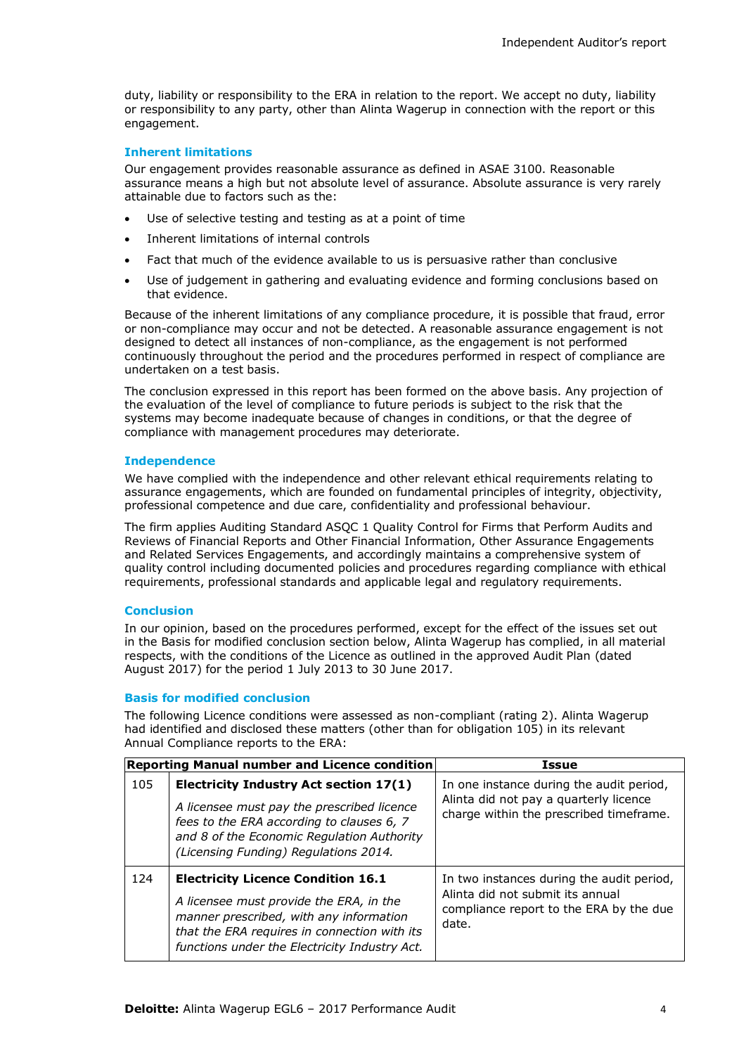duty, liability or responsibility to the ERA in relation to the report. We accept no duty, liability or responsibility to any party, other than Alinta Wagerup in connection with the report or this engagement.

### Inherent limitations

Our engagement provides reasonable assurance as defined in ASAE 3100. Reasonable assurance means a high but not absolute level of assurance. Absolute assurance is very rarely attainable due to factors such as the:

- Use of selective testing and testing as at a point of time
- Inherent limitations of internal controls
- Fact that much of the evidence available to us is persuasive rather than conclusive
- Use of judgement in gathering and evaluating evidence and forming conclusions based on that evidence.

Because of the inherent limitations of any compliance procedure, it is possible that fraud, error or non-compliance may occur and not be detected. A reasonable assurance engagement is not designed to detect all instances of non-compliance, as the engagement is not performed continuously throughout the period and the procedures performed in respect of compliance are undertaken on a test basis.

The conclusion expressed in this report has been formed on the above basis. Any projection of the evaluation of the level of compliance to future periods is subject to the risk that the systems may become inadequate because of changes in conditions, or that the degree of compliance with management procedures may deteriorate.

### Independence

We have complied with the independence and other relevant ethical requirements relating to assurance engagements, which are founded on fundamental principles of integrity, objectivity, professional competence and due care, confidentiality and professional behaviour.

The firm applies Auditing Standard ASQC 1 Quality Control for Firms that Perform Audits and Reviews of Financial Reports and Other Financial Information, Other Assurance Engagements and Related Services Engagements, and accordingly maintains a comprehensive system of quality control including documented policies and procedures regarding compliance with ethical requirements, professional standards and applicable legal and regulatory requirements.

### Conclusion

In our opinion, based on the procedures performed, except for the effect of the issues set out in the Basis for modified conclusion section below, Alinta Wagerup has complied, in all material respects, with the conditions of the Licence as outlined in the approved Audit Plan (dated August 2017) for the period 1 July 2013 to 30 June 2017.

### Basis for modified conclusion

The following Licence conditions were assessed as non-compliant (rating 2). Alinta Wagerup had identified and disclosed these matters (other than for obligation 105) in its relevant Annual Compliance reports to the ERA:

| Reporting Manual number and Licence condition | | Issue |
|---|---|---|
| 105 | **Electricity Industry Act section 17(1)**<br><br>*A licensee must pay the prescribed licence fees to the ERA according to clauses 6, 7 and 8 of the Economic Regulation Authority (Licensing Funding) Regulations 2014.* | In one instance during the audit period, Alinta did not pay a quarterly licence charge within the prescribed timeframe. |
| 124 | **Electricity Licence Condition 16.1**<br><br>*A licensee must provide the ERA, in the manner prescribed, with any information that the ERA requires in connection with its functions under the Electricity Industry Act.* | In two instances during the audit period, Alinta did not submit its annual compliance report to the ERA by the due date. |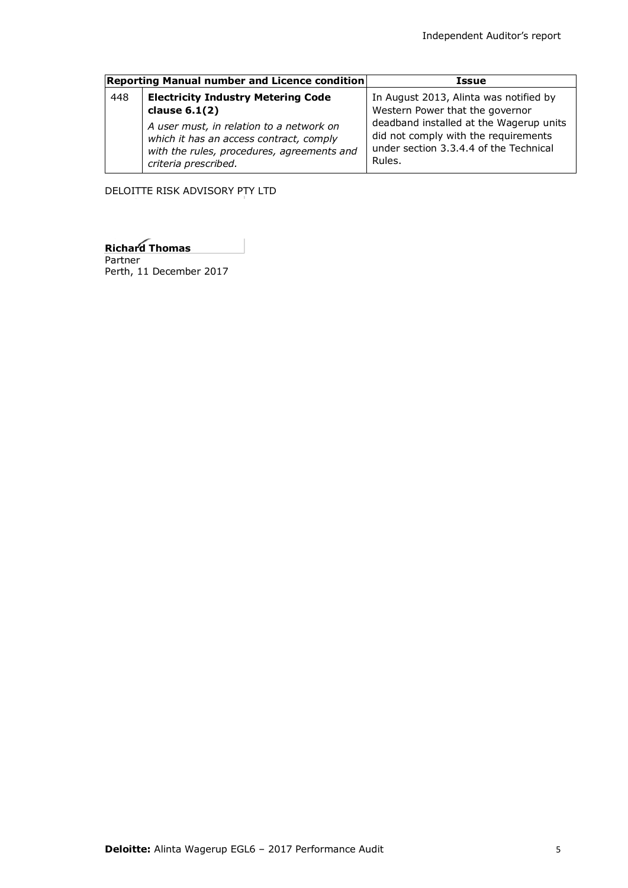| Reporting Manual number and Licence condition | | Issue |
|---|---|---|
| 448 | **Electricity Industry Metering Code clause 6.1(2)**<br><br>*A user must, in relation to a network on which it has an access contract, comply with the rules, procedures, agreements and criteria prescribed.* | In August 2013, Alinta was notified by Western Power that the governor deadband installed at the Wagerup units did not comply with the requirements under section 3.3.4.4 of the Technical Rules. |

DELOITTE RISK ADVISORY PTY LTD

**Richard Thomas**
Partner
Perth, 11 December 2017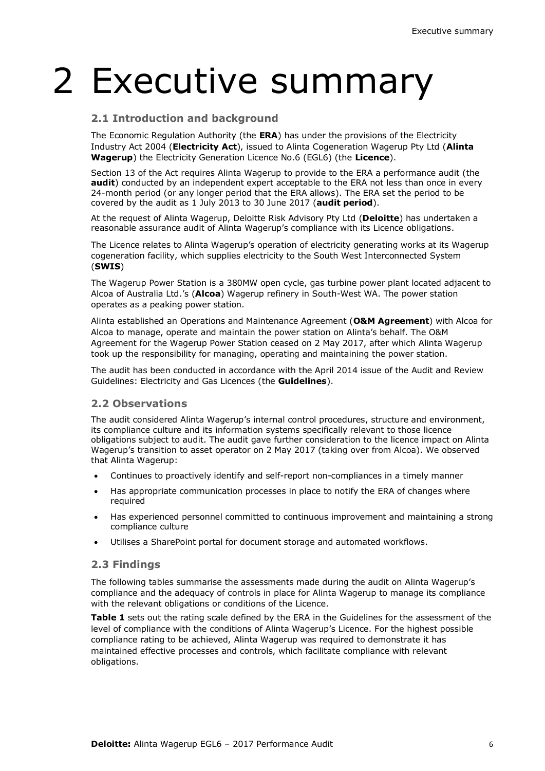# 2 Executive summary

## 2.1 Introduction and background

The Economic Regulation Authority (the **ERA**) has under the provisions of the Electricity Industry Act 2004 (**Electricity Act**), issued to Alinta Cogeneration Wagerup Pty Ltd (**Alinta Wagerup**) the Electricity Generation Licence No.6 (EGL6) (the **Licence**).

Section 13 of the Act requires Alinta Wagerup to provide to the ERA a performance audit (the **audit**) conducted by an independent expert acceptable to the ERA not less than once in every 24-month period (or any longer period that the ERA allows). The ERA set the period to be covered by the audit as 1 July 2013 to 30 June 2017 (**audit period**).

At the request of Alinta Wagerup, Deloitte Risk Advisory Pty Ltd (**Deloitte**) has undertaken a reasonable assurance audit of Alinta Wagerup's compliance with its Licence obligations.

The Licence relates to Alinta Wagerup's operation of electricity generating works at its Wagerup cogeneration facility, which supplies electricity to the South West Interconnected System (**SWIS**)

The Wagerup Power Station is a 380MW open cycle, gas turbine power plant located adjacent to Alcoa of Australia Ltd.'s (**Alcoa**) Wagerup refinery in South-West WA. The power station operates as a peaking power station.

Alinta established an Operations and Maintenance Agreement (**O&M Agreement**) with Alcoa for Alcoa to manage, operate and maintain the power station on Alinta's behalf. The O&M Agreement for the Wagerup Power Station ceased on 2 May 2017, after which Alinta Wagerup took up the responsibility for managing, operating and maintaining the power station.

The audit has been conducted in accordance with the April 2014 issue of the Audit and Review Guidelines: Electricity and Gas Licences (the **Guidelines**).

## 2.2 Observations

The audit considered Alinta Wagerup's internal control procedures, structure and environment, its compliance culture and its information systems specifically relevant to those licence obligations subject to audit. The audit gave further consideration to the licence impact on Alinta Wagerup's transition to asset operator on 2 May 2017 (taking over from Alcoa). We observed that Alinta Wagerup:

- Continues to proactively identify and self-report non-compliances in a timely manner
- Has appropriate communication processes in place to notify the ERA of changes where required
- Has experienced personnel committed to continuous improvement and maintaining a strong compliance culture
- Utilises a SharePoint portal for document storage and automated workflows.

## 2.3 Findings

The following tables summarise the assessments made during the audit on Alinta Wagerup's compliance and the adequacy of controls in place for Alinta Wagerup to manage its compliance with the relevant obligations or conditions of the Licence.

**Table 1** sets out the rating scale defined by the ERA in the Guidelines for the assessment of the level of compliance with the conditions of Alinta Wagerup's Licence. For the highest possible compliance rating to be achieved, Alinta Wagerup was required to demonstrate it has maintained effective processes and controls, which facilitate compliance with relevant obligations.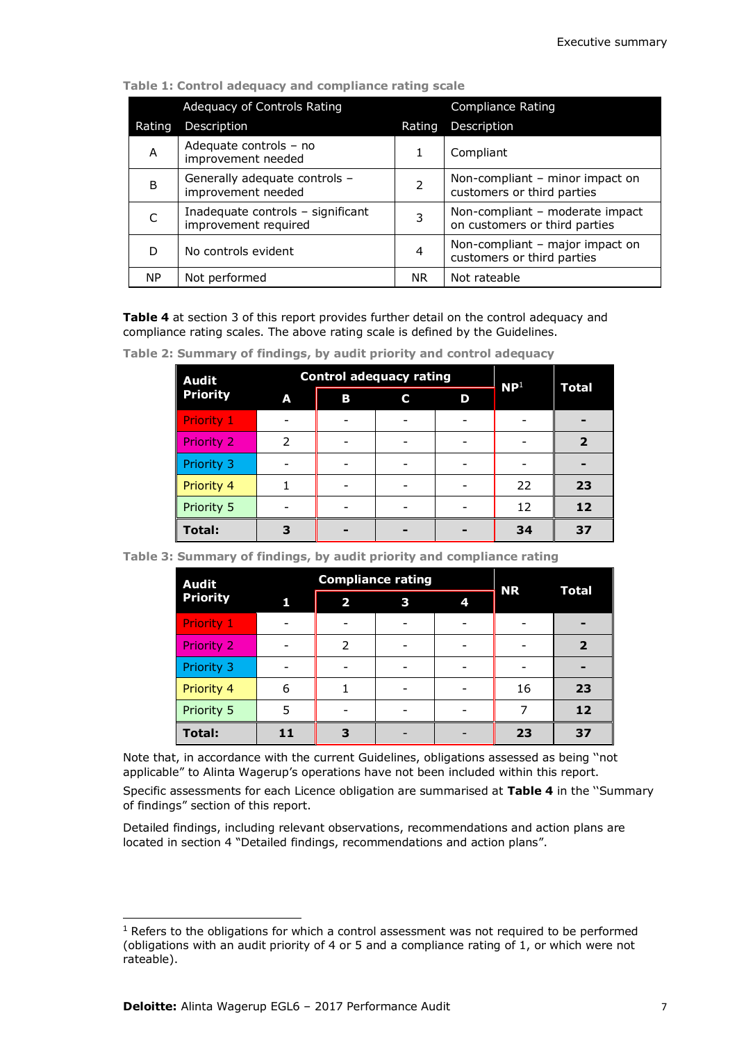Table 1: Control adequacy and compliance rating scale

| Adequacy of Controls Rating | | Compliance Rating | |
|---|---|---|---|
| Rating | Description | Rating | Description |
| A | Adequate controls – no improvement needed | 1 | Compliant |
| B | Generally adequate controls – improvement needed | 2 | Non-compliant – minor impact on customers or third parties |
| C | Inadequate controls – significant improvement required | 3 | Non-compliant – moderate impact on customers or third parties |
| D | No controls evident | 4 | Non-compliant – major impact on customers or third parties |
| NP | Not performed | NR | Not rateable |

**Table 4** at section 3 of this report provides further detail on the control adequacy and compliance rating scales. The above rating scale is defined by the Guidelines.

Table 2: Summary of findings, by audit priority and control adequacy

| Audit Priority | Control adequacy rating | | | | NP[1] | Total |
|---|---|---|---|---|---|---|
| | A | B | C | D | | |
| Priority 1 | - | - | - | - | - | **-** |
| Priority 2 | 2 | - | - | - | - | **2** |
| Priority 3 | - | - | - | - | - | **-** |
| Priority 4 | 1 | - | - | - | 22 | **23** |
| Priority 5 | - | - | - | - | 12 | **12** |
| **Total:** | **3** | **-** | **-** | **-** | **34** | **37** |

Table 3: Summary of findings, by audit priority and compliance rating

| Audit Priority | Compliance rating | | | | NR | Total |
|---|---|---|---|---|---|---|
| | 1 | 2 | 3 | 4 | | |
| Priority 1 | - | - | - | - | - | **-** |
| Priority 2 | - | 2 | - | - | - | **2** |
| Priority 3 | - | - | - | - | - | **-** |
| Priority 4 | 6 | 1 | - | - | 16 | **23** |
| Priority 5 | 5 | - | - | - | 7 | **12** |
| **Total:** | **11** | **3** | - | - | **23** | **37** |

Note that, in accordance with the current Guidelines, obligations assessed as being "not applicable" to Alinta Wagerup's operations have not been included within this report.

Specific assessments for each Licence obligation are summarised at **Table 4** in the "Summary of findings" section of this report.

Detailed findings, including relevant observations, recommendations and action plans are located in section 4 "Detailed findings, recommendations and action plans".

[1] Refers to the obligations for which a control assessment was not required to be performed (obligations with an audit priority of 4 or 5 and a compliance rating of 1, or which were not rateable).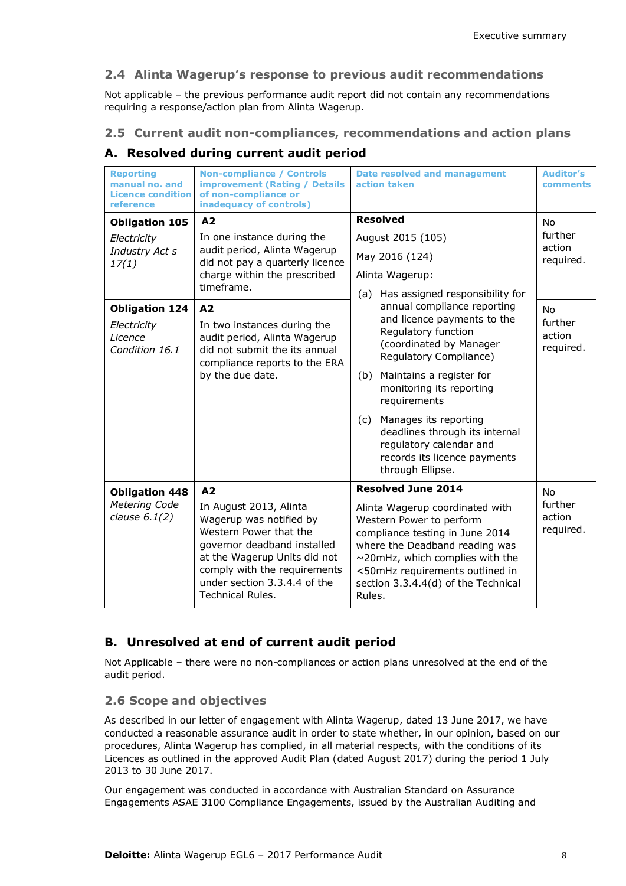## 2.4 Alinta Wagerup's response to previous audit recommendations

Not applicable – the previous performance audit report did not contain any recommendations requiring a response/action plan from Alinta Wagerup.

## 2.5 Current audit non-compliances, recommendations and action plans

### A. Resolved during current audit period

| Reporting manual no. and Licence condition reference | Non-compliance / Controls improvement (Rating / Details of non-compliance or inadequacy of controls) | Date resolved and management action taken | Auditor's comments |
|---|---|---|---|
| **Obligation 105**<br>*Electricity Industry Act s 17(1)* | **A2**<br>In one instance during the audit period, Alinta Wagerup did not pay a quarterly licence charge within the prescribed timeframe. | **Resolved**<br>August 2015 (105)<br>May 2016 (124)<br>Alinta Wagerup:<br>(a) Has assigned responsibility for annual compliance reporting and licence payments to the Regulatory function (coordinated by Manager Regulatory Compliance)<br>(b) Maintains a register for monitoring its reporting requirements<br>(c) Manages its reporting deadlines through its internal regulatory calendar and records its licence payments through Ellipse. | No further action required. |
| **Obligation 124**<br>*Electricity Licence Condition 16.1* | **A2**<br>In two instances during the audit period, Alinta Wagerup did not submit the its annual compliance reports to the ERA by the due date. | | No further action required. |
| **Obligation 448**<br>*Metering Code clause 6.1(2)* | **A2**<br>In August 2013, Alinta Wagerup was notified by Western Power that the governor deadband installed at the Wagerup Units did not comply with the requirements under section 3.3.4.4 of the Technical Rules. | **Resolved June 2014**<br>Alinta Wagerup coordinated with Western Power to perform compliance testing in June 2014 where the Deadband reading was ~20mHz, which complies with the <50mHz requirements outlined in section 3.3.4.4(d) of the Technical Rules. | No further action required. |

### B. Unresolved at end of current audit period

Not Applicable – there were no non-compliances or action plans unresolved at the end of the audit period.

## 2.6 Scope and objectives

As described in our letter of engagement with Alinta Wagerup, dated 13 June 2017, we have conducted a reasonable assurance audit in order to state whether, in our opinion, based on our procedures, Alinta Wagerup has complied, in all material respects, with the conditions of its Licences as outlined in the approved Audit Plan (dated August 2017) during the period 1 July 2013 to 30 June 2017.

Our engagement was conducted in accordance with Australian Standard on Assurance Engagements ASAE 3100 Compliance Engagements, issued by the Australian Auditing and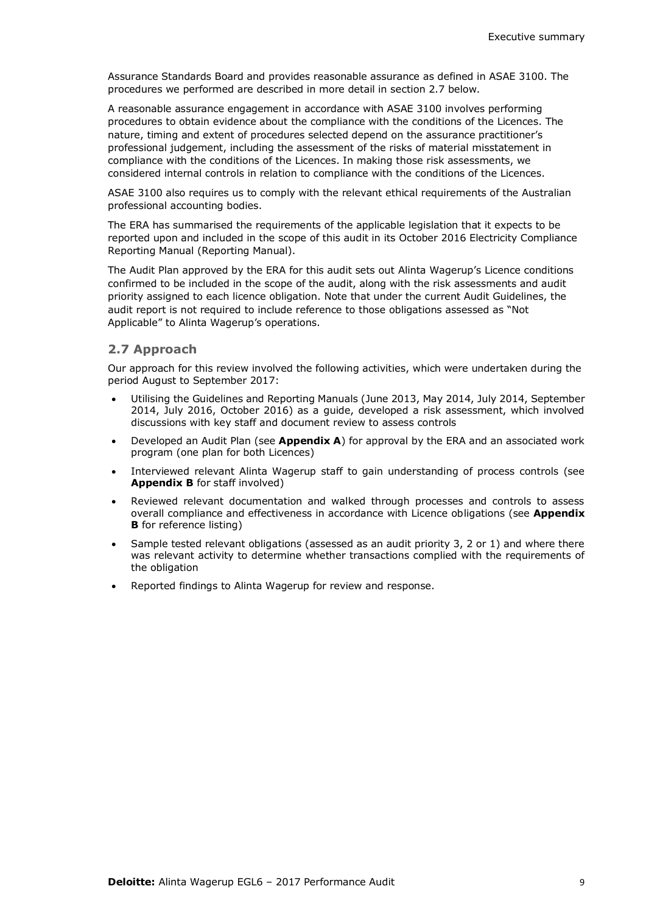Assurance Standards Board and provides reasonable assurance as defined in ASAE 3100. The procedures we performed are described in more detail in section 2.7 below.

A reasonable assurance engagement in accordance with ASAE 3100 involves performing procedures to obtain evidence about the compliance with the conditions of the Licences. The nature, timing and extent of procedures selected depend on the assurance practitioner's professional judgement, including the assessment of the risks of material misstatement in compliance with the conditions of the Licences. In making those risk assessments, we considered internal controls in relation to compliance with the conditions of the Licences.

ASAE 3100 also requires us to comply with the relevant ethical requirements of the Australian professional accounting bodies.

The ERA has summarised the requirements of the applicable legislation that it expects to be reported upon and included in the scope of this audit in its October 2016 Electricity Compliance Reporting Manual (Reporting Manual).

The Audit Plan approved by the ERA for this audit sets out Alinta Wagerup's Licence conditions confirmed to be included in the scope of the audit, along with the risk assessments and audit priority assigned to each licence obligation. Note that under the current Audit Guidelines, the audit report is not required to include reference to those obligations assessed as "Not Applicable" to Alinta Wagerup's operations.

## 2.7 Approach

Our approach for this review involved the following activities, which were undertaken during the period August to September 2017:

- Utilising the Guidelines and Reporting Manuals (June 2013, May 2014, July 2014, September 2014, July 2016, October 2016) as a guide, developed a risk assessment, which involved discussions with key staff and document review to assess controls
- Developed an Audit Plan (see **Appendix A**) for approval by the ERA and an associated work program (one plan for both Licences)
- Interviewed relevant Alinta Wagerup staff to gain understanding of process controls (see **Appendix B** for staff involved)
- Reviewed relevant documentation and walked through processes and controls to assess overall compliance and effectiveness in accordance with Licence obligations (see **Appendix B** for reference listing)
- Sample tested relevant obligations (assessed as an audit priority 3, 2 or 1) and where there was relevant activity to determine whether transactions complied with the requirements of the obligation
- Reported findings to Alinta Wagerup for review and response.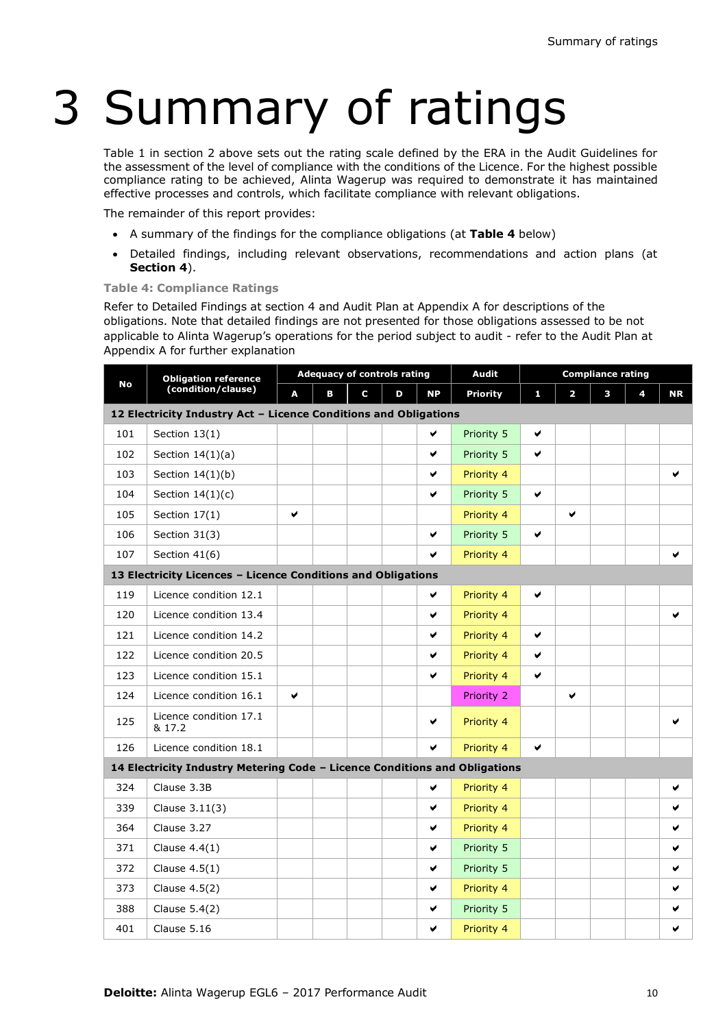# 3 Summary of ratings

Table 1 in section 2 above sets out the rating scale defined by the ERA in the Audit Guidelines for the assessment of the level of compliance with the conditions of the Licence. For the highest possible compliance rating to be achieved, Alinta Wagerup was required to demonstrate it has maintained effective processes and controls, which facilitate compliance with relevant obligations.

The remainder of this report provides:

- A summary of the findings for the compliance obligations (at **Table 4** below)
- Detailed findings, including relevant observations, recommendations and action plans (at **Section 4**).

**Table 4: Compliance Ratings**

Refer to Detailed Findings at section 4 and Audit Plan at Appendix A for descriptions of the obligations. Note that detailed findings are not presented for those obligations assessed to be not applicable to Alinta Wagerup's operations for the period subject to audit - refer to the Audit Plan at Appendix A for further explanation

| No | Obligation reference (condition/clause) | Adequacy of controls rating | | | | | Audit | Compliance rating | | | | |
|---|---|---|---|---|---|---|---|---|---|---|---|---|
| | | A | B | C | D | NP | Priority | 1 | 2 | 3 | 4 | NR |
| **12 Electricity Industry Act – Licence Conditions and Obligations** | | | | | | | | | | | | |
| 101 | Section 13(1) | | | | | ✔ | Priority 5 | ✔ | | | | |
| 102 | Section 14(1)(a) | | | | | ✔ | Priority 5 | ✔ | | | | |
| 103 | Section 14(1)(b) | | | | | ✔ | Priority 4 | | | | | ✔ |
| 104 | Section 14(1)(c) | | | | | ✔ | Priority 5 | ✔ | | | | |
| 105 | Section 17(1) | ✔ | | | | | Priority 4 | | ✔ | | | |
| 106 | Section 31(3) | | | | | ✔ | Priority 5 | ✔ | | | | |
| 107 | Section 41(6) | | | | | ✔ | Priority 4 | | | | | ✔ |
| **13 Electricity Licences – Licence Conditions and Obligations** | | | | | | | | | | | | |
| 119 | Licence condition 12.1 | | | | | ✔ | Priority 4 | ✔ | | | | |
| 120 | Licence condition 13.4 | | | | | ✔ | Priority 4 | | | | | ✔ |
| 121 | Licence condition 14.2 | | | | | ✔ | Priority 4 | ✔ | | | | |
| 122 | Licence condition 20.5 | | | | | ✔ | Priority 4 | ✔ | | | | |
| 123 | Licence condition 15.1 | | | | | ✔ | Priority 4 | ✔ | | | | |
| 124 | Licence condition 16.1 | ✔ | | | | | Priority 2 | | ✔ | | | |
| 125 | Licence condition 17.1 & 17.2 | | | | | ✔ | Priority 4 | | | | | ✔ |
| 126 | Licence condition 18.1 | | | | | ✔ | Priority 4 | ✔ | | | | |
| **14 Electricity Industry Metering Code – Licence Conditions and Obligations** | | | | | | | | | | | | |
| 324 | Clause 3.3B | | | | | ✔ | Priority 4 | | | | | ✔ |
| 339 | Clause 3.11(3) | | | | | ✔ | Priority 4 | | | | | ✔ |
| 364 | Clause 3.27 | | | | | ✔ | Priority 4 | | | | | ✔ |
| 371 | Clause 4.4(1) | | | | | ✔ | Priority 5 | | | | | ✔ |
| 372 | Clause 4.5(1) | | | | | ✔ | Priority 5 | | | | | ✔ |
| 373 | Clause 4.5(2) | | | | | ✔ | Priority 4 | | | | | ✔ |
| 388 | Clause 5.4(2) | | | | | ✔ | Priority 5 | | | | | ✔ |
| 401 | Clause 5.16 | | | | | ✔ | Priority 4 | | | | | ✔ |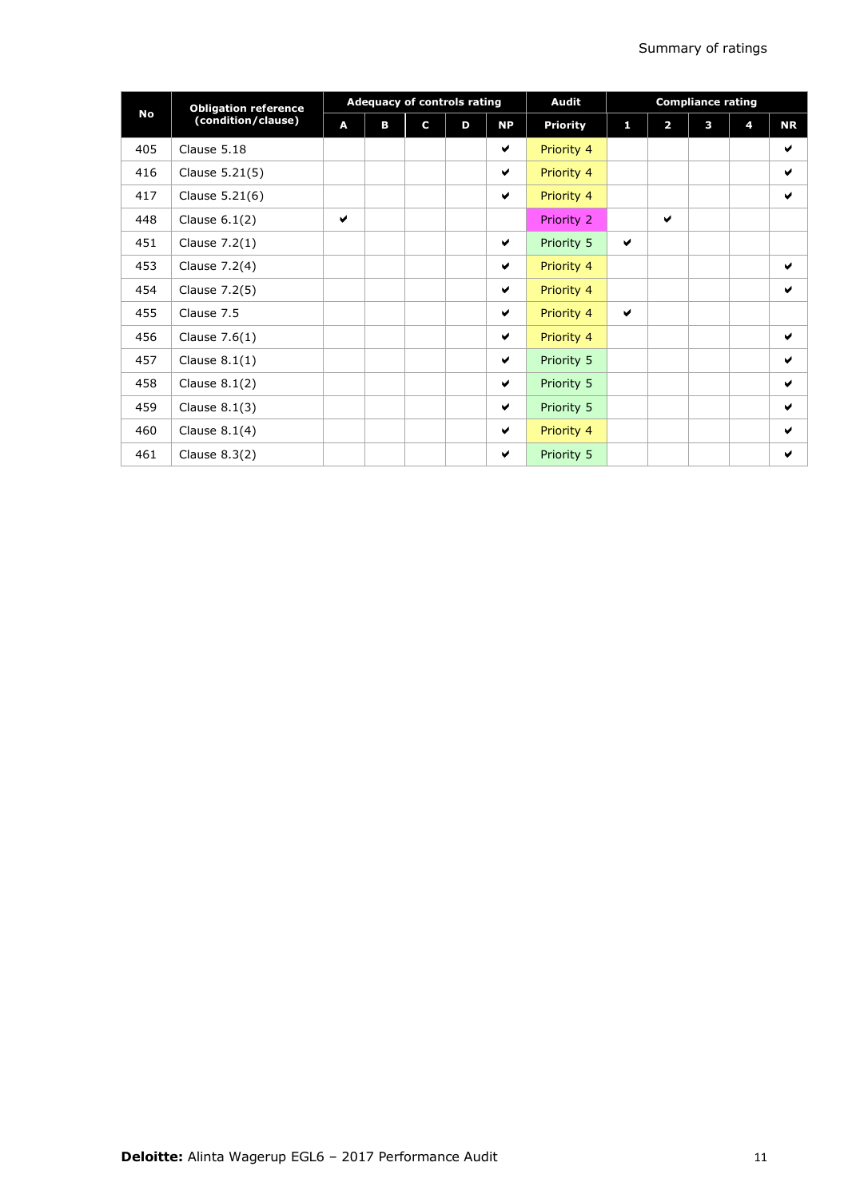| No | Obligation reference (condition/clause) | Adequacy of controls rating | | | | | Audit | Compliance rating | | | | |
|---|---|---|---|---|---|---|---|---|---|---|---|---|
| | | A | B | C | D | NP | Priority | 1 | 2 | 3 | 4 | NR |
| 405 | Clause 5.18 | | | | | ✔ | Priority 4 | | | | | ✔ |
| 416 | Clause 5.21(5) | | | | | ✔ | Priority 4 | | | | | ✔ |
| 417 | Clause 5.21(6) | | | | | ✔ | Priority 4 | | | | | ✔ |
| 448 | Clause 6.1(2) | ✔ | | | | | Priority 2 | | ✔ | | | |
| 451 | Clause 7.2(1) | | | | | ✔ | Priority 5 | ✔ | | | | |
| 453 | Clause 7.2(4) | | | | | ✔ | Priority 4 | | | | | ✔ |
| 454 | Clause 7.2(5) | | | | | ✔ | Priority 4 | | | | | ✔ |
| 455 | Clause 7.5 | | | | | ✔ | Priority 4 | ✔ | | | | |
| 456 | Clause 7.6(1) | | | | | ✔ | Priority 4 | | | | | ✔ |
| 457 | Clause 8.1(1) | | | | | ✔ | Priority 5 | | | | | ✔ |
| 458 | Clause 8.1(2) | | | | | ✔ | Priority 5 | | | | | ✔ |
| 459 | Clause 8.1(3) | | | | | ✔ | Priority 5 | | | | | ✔ |
| 460 | Clause 8.1(4) | | | | | ✔ | Priority 4 | | | | | ✔ |
| 461 | Clause 8.3(2) | | | | | ✔ | Priority 5 | | | | | ✔ |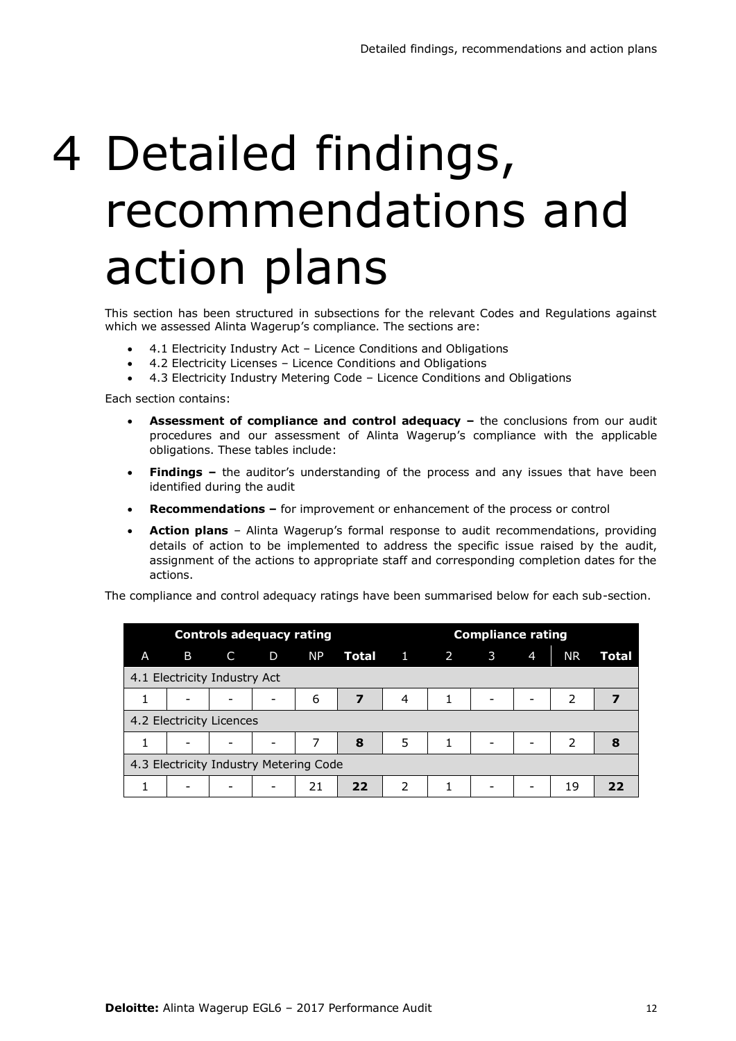# 4 Detailed findings, recommendations and action plans

This section has been structured in subsections for the relevant Codes and Regulations against which we assessed Alinta Wagerup's compliance. The sections are:

- 4.1 Electricity Industry Act – Licence Conditions and Obligations
- 4.2 Electricity Licenses – Licence Conditions and Obligations
- 4.3 Electricity Industry Metering Code – Licence Conditions and Obligations

Each section contains:

- **Assessment of compliance and control adequacy –** the conclusions from our audit procedures and our assessment of Alinta Wagerup's compliance with the applicable obligations. These tables include:
- **Findings –** the auditor's understanding of the process and any issues that have been identified during the audit
- **Recommendations –** for improvement or enhancement of the process or control
- **Action plans** – Alinta Wagerup's formal response to audit recommendations, providing details of action to be implemented to address the specific issue raised by the audit, assignment of the actions to appropriate staff and corresponding completion dates for the actions.

The compliance and control adequacy ratings have been summarised below for each sub-section.

| Controls adequacy rating | | | | | | Compliance rating | | | | | |
|---|---|---|---|---|---|---|---|---|---|---|---|
| A | B | C | D | NP | **Total** | 1 | 2 | 3 | 4 | NR | **Total** |
| 4.1 Electricity Industry Act | | | | | | | | | | | |
| 1 | - | - | - | 6 | **7** | 4 | 1 | - | - | 2 | **7** |
| 4.2 Electricity Licences | | | | | | | | | | | |
| 1 | - | - | - | 7 | **8** | 5 | 1 | - | - | 2 | **8** |
| 4.3 Electricity Industry Metering Code | | | | | | | | | | | |
| 1 | - | - | - | 21 | **22** | 2 | 1 | - | - | 19 | **22** |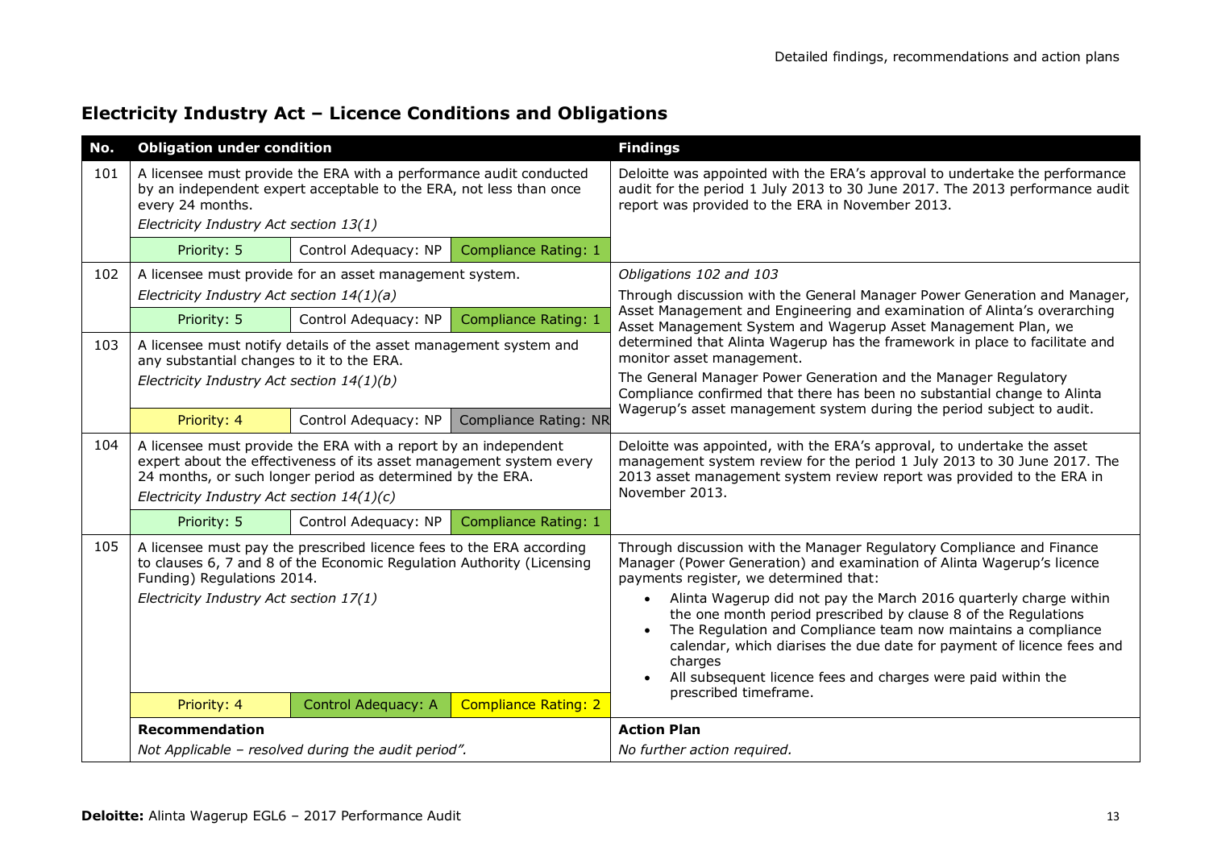## Electricity Industry Act – Licence Conditions and Obligations

| No. | Obligation under condition | | | Findings |
|---|---|---|---|---|
| 101 | A licensee must provide the ERA with a performance audit conducted by an independent expert acceptable to the ERA, not less than once every 24 months.<br>*Electricity Industry Act section 13(1)* | | | Deloitte was appointed with the ERA's approval to undertake the performance audit for the period 1 July 2013 to 30 June 2017. The 2013 performance audit report was provided to the ERA in November 2013. |
| | Priority: 5 | Control Adequacy: NP | Compliance Rating: 1 | |
| 102 | A licensee must provide for an asset management system.<br>*Electricity Industry Act section 14(1)(a)* | | | *Obligations 102 and 103*<br>Through discussion with the General Manager Power Generation and Manager, Asset Management and Engineering and examination of Alinta's overarching Asset Management System and Wagerup Asset Management Plan, we determined that Alinta Wagerup has the framework in place to facilitate and monitor asset management.<br>The General Manager Power Generation and the Manager Regulatory Compliance confirmed that there has been no substantial change to Alinta Wagerup's asset management system during the period subject to audit. |
| | Priority: 5 | Control Adequacy: NP | Compliance Rating: 1 | |
| 103 | A licensee must notify details of the asset management system and any substantial changes to it to the ERA.<br>*Electricity Industry Act section 14(1)(b)* | | | |
| | Priority: 4 | Control Adequacy: NP | Compliance Rating: NR | |
| 104 | A licensee must provide the ERA with a report by an independent expert about the effectiveness of its asset management system every 24 months, or such longer period as determined by the ERA.<br>*Electricity Industry Act section 14(1)(c)* | | | Deloitte was appointed, with the ERA's approval, to undertake the asset management system review for the period 1 July 2013 to 30 June 2017. The 2013 asset management system review report was provided to the ERA in November 2013. |
| | Priority: 5 | Control Adequacy: NP | Compliance Rating: 1 | |
| 105 | A licensee must pay the prescribed licence fees to the ERA according to clauses 6, 7 and 8 of the Economic Regulation Authority (Licensing Funding) Regulations 2014.<br>*Electricity Industry Act section 17(1)* | | | Through discussion with the Manager Regulatory Compliance and Finance Manager (Power Generation) and examination of Alinta Wagerup's licence payments register, we determined that:<br>• Alinta Wagerup did not pay the March 2016 quarterly charge within the one month period prescribed by clause 8 of the Regulations<br>• The Regulation and Compliance team now maintains a compliance calendar, which diarises the due date for payment of licence fees and charges<br>• All subsequent licence fees and charges were paid within the prescribed timeframe. |
| | Priority: 4 | Control Adequacy: A | Compliance Rating: 2 | |
| | **Recommendation**<br>*Not Applicable – resolved during the audit period".* | | | **Action Plan**<br>*No further action required.* |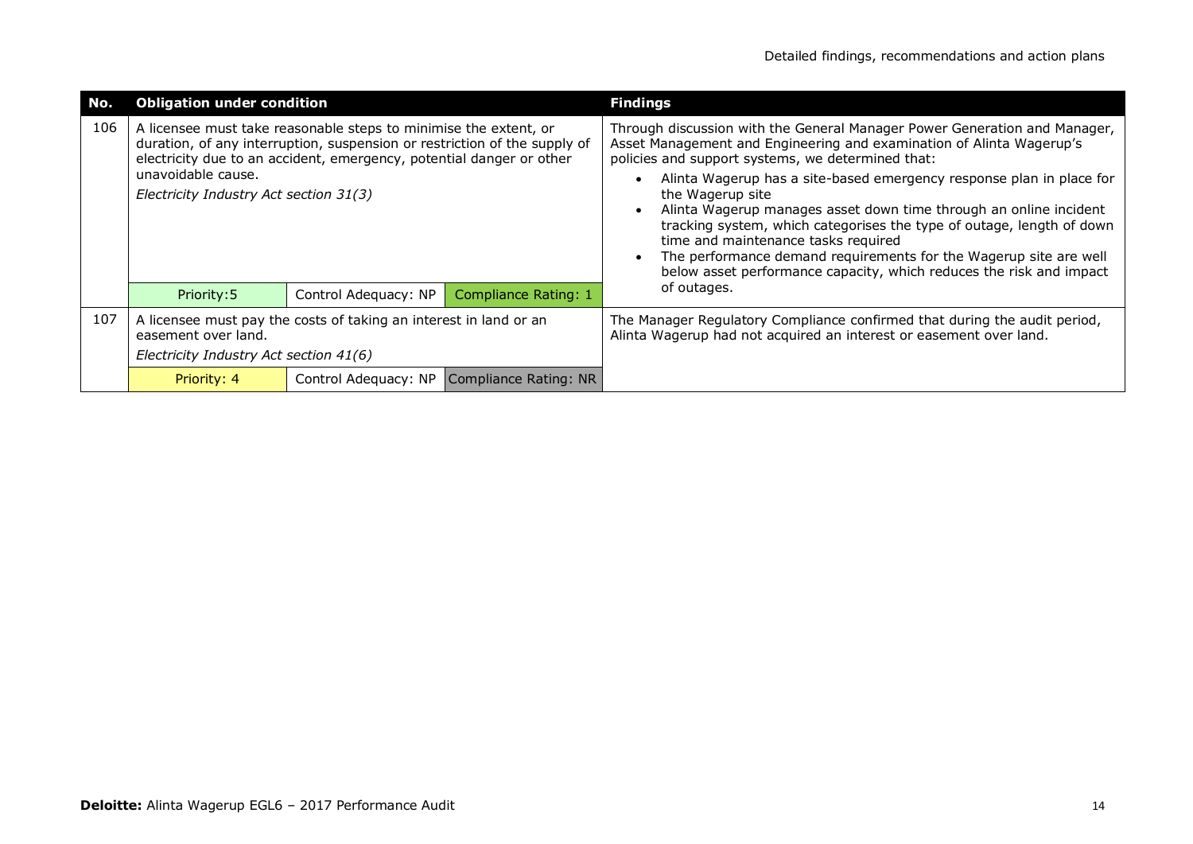| No. | Obligation under condition | | | Findings |
|---|---|---|---|---|
| 106 | A licensee must take reasonable steps to minimise the extent, or duration, of any interruption, suspension or restriction of the supply of electricity due to an accident, emergency, potential danger or other unavoidable cause.<br>*Electricity Industry Act section 31(3)* | | | Through discussion with the General Manager Power Generation and Manager, Asset Management and Engineering and examination of Alinta Wagerup's policies and support systems, we determined that:<br>• Alinta Wagerup has a site-based emergency response plan in place for the Wagerup site<br>• Alinta Wagerup manages asset down time through an online incident tracking system, which categorises the type of outage, length of down time and maintenance tasks required<br>• The performance demand requirements for the Wagerup site are well below asset performance capacity, which reduces the risk and impact of outages. |
| | Priority: 5 | Control Adequacy: NP | Compliance Rating: 1 | |
| 107 | A licensee must pay the costs of taking an interest in land or an easement over land.<br>*Electricity Industry Act section 41(6)* | | | The Manager Regulatory Compliance confirmed that during the audit period, Alinta Wagerup had not acquired an interest or easement over land. |
| | Priority: 4 | Control Adequacy: NP | Compliance Rating: NR | |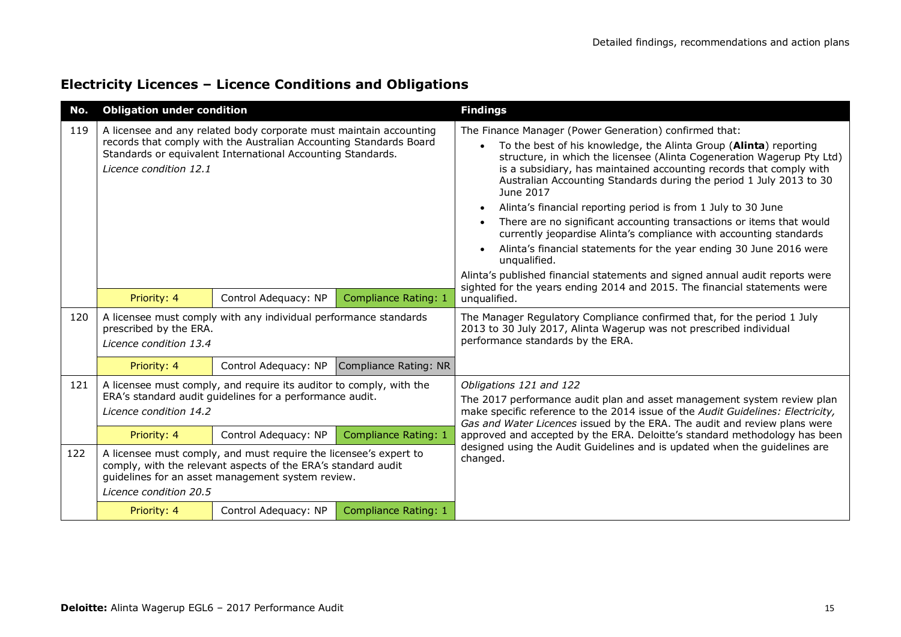## Electricity Licences – Licence Conditions and Obligations

| No. | Obligation under condition | | | Findings |
|---|---|---|---|---|
| 119 | A licensee and any related body corporate must maintain accounting records that comply with the Australian Accounting Standards Board Standards or equivalent International Accounting Standards.<br>*Licence condition 12.1* | | | The Finance Manager (Power Generation) confirmed that:<br>• To the best of his knowledge, the Alinta Group (**Alinta**) reporting structure, in which the licensee (Alinta Cogeneration Wagerup Pty Ltd) is a subsidiary, has maintained accounting records that comply with Australian Accounting Standards during the period 1 July 2013 to 30 June 2017<br>• Alinta's financial reporting period is from 1 July to 30 June<br>• There are no significant accounting transactions or items that would currently jeopardise Alinta's compliance with accounting standards<br>• Alinta's financial statements for the year ending 30 June 2016 were unqualified.<br>Alinta's published financial statements and signed annual audit reports were sighted for the years ending 2014 and 2015. The financial statements were unqualified. |
| | Priority: 4 | Control Adequacy: NP | Compliance Rating: 1 | |
| 120 | A licensee must comply with any individual performance standards prescribed by the ERA.<br>*Licence condition 13.4* | | | The Manager Regulatory Compliance confirmed that, for the period 1 July 2013 to 30 July 2017, Alinta Wagerup was not prescribed individual performance standards by the ERA. |
| | Priority: 4 | Control Adequacy: NP | Compliance Rating: NR | |
| 121 | A licensee must comply, and require its auditor to comply, with the ERA's standard audit guidelines for a performance audit.<br>*Licence condition 14.2* | | | *Obligations 121 and 122*<br>The 2017 performance audit plan and asset management system review plan make specific reference to the 2014 issue of the *Audit Guidelines: Electricity, Gas and Water Licences* issued by the ERA. The audit and review plans were approved and accepted by the ERA. Deloitte's standard methodology has been designed using the Audit Guidelines and is updated when the guidelines are changed. |
| | Priority: 4 | Control Adequacy: NP | Compliance Rating: 1 | |
| 122 | A licensee must comply, and must require the licensee's expert to comply, with the relevant aspects of the ERA's standard audit guidelines for an asset management system review.<br>*Licence condition 20.5* | | | |
| | Priority: 4 | Control Adequacy: NP | Compliance Rating: 1 | |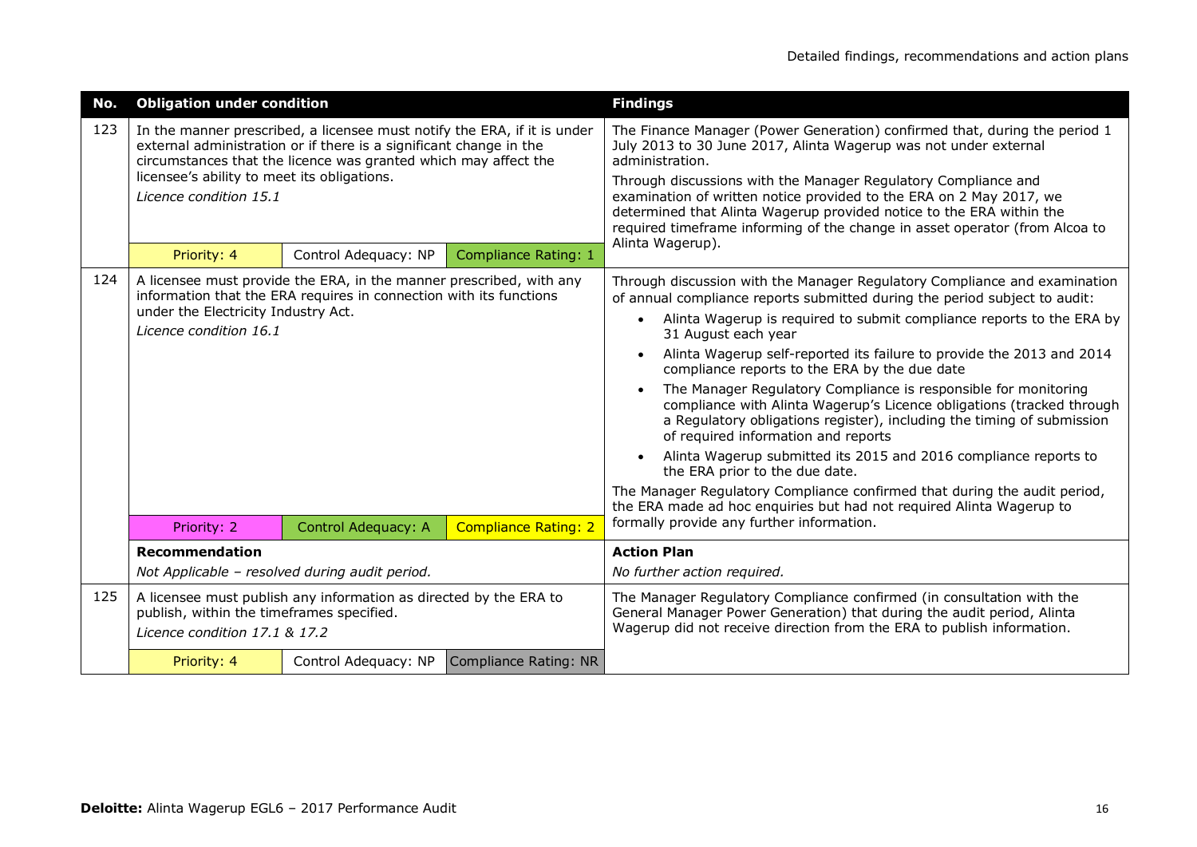| No. | Obligation under condition | | | Findings |
|---|---|---|---|---|
| 123 | In the manner prescribed, a licensee must notify the ERA, if it is under external administration or if there is a significant change in the circumstances that the licence was granted which may affect the licensee's ability to meet its obligations.<br>*Licence condition 15.1* | | | The Finance Manager (Power Generation) confirmed that, during the period 1 July 2013 to 30 June 2017, Alinta Wagerup was not under external administration.<br>Through discussions with the Manager Regulatory Compliance and examination of written notice provided to the ERA on 2 May 2017, we determined that Alinta Wagerup provided notice to the ERA within the required timeframe informing of the change in asset operator (from Alcoa to Alinta Wagerup). |
| | Priority: 4 | Control Adequacy: NP | Compliance Rating: 1 | |
| 124 | A licensee must provide the ERA, in the manner prescribed, with any information that the ERA requires in connection with its functions under the Electricity Industry Act.<br>*Licence condition 16.1* | | | Through discussion with the Manager Regulatory Compliance and examination of annual compliance reports submitted during the period subject to audit:<br>• Alinta Wagerup is required to submit compliance reports to the ERA by 31 August each year<br>• Alinta Wagerup self-reported its failure to provide the 2013 and 2014 compliance reports to the ERA by the due date<br>• The Manager Regulatory Compliance is responsible for monitoring compliance with Alinta Wagerup's Licence obligations (tracked through a Regulatory obligations register), including the timing of submission of required information and reports<br>• Alinta Wagerup submitted its 2015 and 2016 compliance reports to the ERA prior to the due date.<br>The Manager Regulatory Compliance confirmed that during the audit period, the ERA made ad hoc enquiries but had not required Alinta Wagerup to formally provide any further information. |
| | Priority: 2 | Control Adequacy: A | Compliance Rating: 2 | |
| | **Recommendation**<br>*Not Applicable – resolved during audit period.* | | | **Action Plan**<br>*No further action required.* |
| 125 | A licensee must publish any information as directed by the ERA to publish, within the timeframes specified.<br>*Licence condition 17.1 & 17.2* | | | The Manager Regulatory Compliance confirmed (in consultation with the General Manager Power Generation) that during the audit period, Alinta Wagerup did not receive direction from the ERA to publish information. |
| | Priority: 4 | Control Adequacy: NP | Compliance Rating: NR | |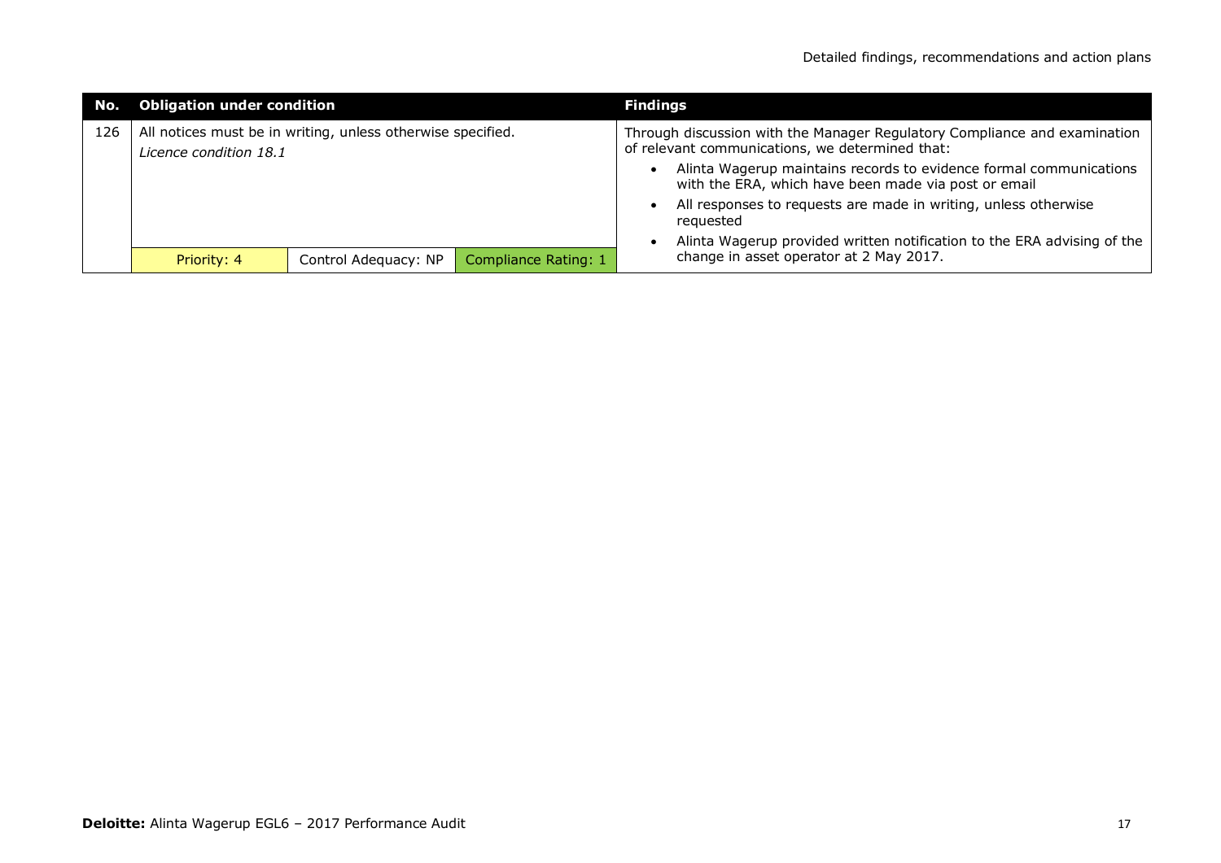| No. | Obligation under condition | | | Findings |
|---|---|---|---|---|
| 126 | All notices must be in writing, unless otherwise specified.<br>*Licence condition 18.1* | | | Through discussion with the Manager Regulatory Compliance and examination of relevant communications, we determined that:<br>• Alinta Wagerup maintains records to evidence formal communications with the ERA, which have been made via post or email<br>• All responses to requests are made in writing, unless otherwise requested<br>• Alinta Wagerup provided written notification to the ERA advising of the change in asset operator at 2 May 2017. |
| | Priority: 4 | Control Adequacy: NP | Compliance Rating: 1 | |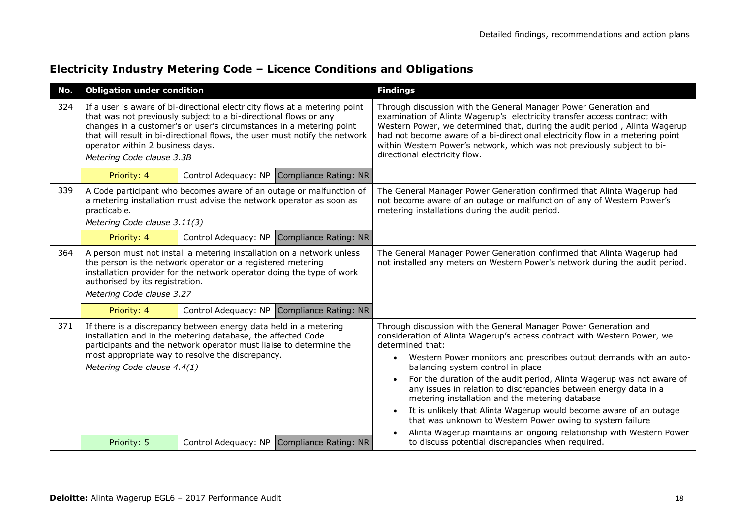## Electricity Industry Metering Code – Licence Conditions and Obligations

| No. | Obligation under condition | | | Findings |
|---|---|---|---|---|
| 324 | If a user is aware of bi-directional electricity flows at a metering point that was not previously subject to a bi-directional flows or any changes in a customer's or user's circumstances in a metering point that will result in bi-directional flows, the user must notify the network operator within 2 business days.<br>*Metering Code clause 3.3B* | | | Through discussion with the General Manager Power Generation and examination of Alinta Wagerup's electricity transfer access contract with Western Power, we determined that, during the audit period , Alinta Wagerup had not become aware of a bi-directional electricity flow in a metering point within Western Power's network, which was not previously subject to bi-directional electricity flow. |
| | Priority: 4 | Control Adequacy: NP | Compliance Rating: NR | |
| 339 | A Code participant who becomes aware of an outage or malfunction of a metering installation must advise the network operator as soon as practicable.<br>*Metering Code clause 3.11(3)* | | | The General Manager Power Generation confirmed that Alinta Wagerup had not become aware of an outage or malfunction of any of Western Power's metering installations during the audit period. |
| | Priority: 4 | Control Adequacy: NP | Compliance Rating: NR | |
| 364 | A person must not install a metering installation on a network unless the person is the network operator or a registered metering installation provider for the network operator doing the type of work authorised by its registration.<br>*Metering Code clause 3.27* | | | The General Manager Power Generation confirmed that Alinta Wagerup had not installed any meters on Western Power's network during the audit period. |
| | Priority: 4 | Control Adequacy: NP | Compliance Rating: NR | |
| 371 | If there is a discrepancy between energy data held in a metering installation and in the metering database, the affected Code participants and the network operator must liaise to determine the most appropriate way to resolve the discrepancy.<br>*Metering Code clause 4.4(1)* | | | Through discussion with the General Manager Power Generation and consideration of Alinta Wagerup's access contract with Western Power, we determined that:<br>• Western Power monitors and prescribes output demands with an auto-balancing system control in place<br>• For the duration of the audit period, Alinta Wagerup was not aware of any issues in relation to discrepancies between energy data in a metering installation and the metering database<br>• It is unlikely that Alinta Wagerup would become aware of an outage that was unknown to Western Power owing to system failure<br>• Alinta Wagerup maintains an ongoing relationship with Western Power to discuss potential discrepancies when required. |
| | Priority: 5 | Control Adequacy: NP | Compliance Rating: NR | |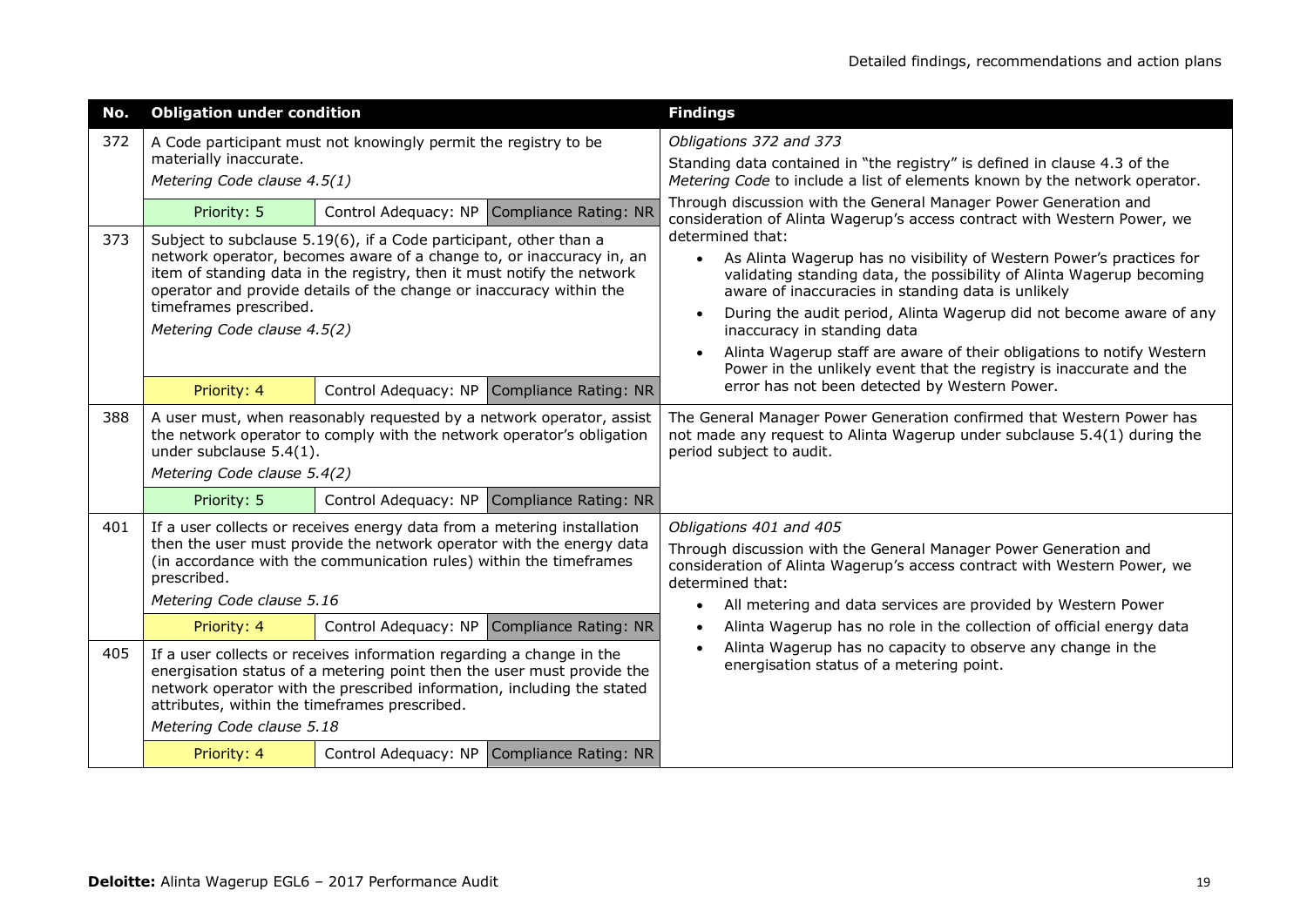| No. | Obligation under condition | | | Findings |
|---|---|---|---|---|
| 372 | A Code participant must not knowingly permit the registry to be materially inaccurate.<br>*Metering Code clause 4.5(1)* | | | *Obligations 372 and 373*<br>Standing data contained in "the registry" is defined in clause 4.3 of the *Metering Code* to include a list of elements known by the network operator.<br>Through discussion with the General Manager Power Generation and consideration of Alinta Wagerup's access contract with Western Power, we determined that:<br>• As Alinta Wagerup has no visibility of Western Power's practices for validating standing data, the possibility of Alinta Wagerup becoming aware of inaccuracies in standing data is unlikely<br>• During the audit period, Alinta Wagerup did not become aware of any inaccuracy in standing data<br>• Alinta Wagerup staff are aware of their obligations to notify Western Power in the unlikely event that the registry is inaccurate and the error has not been detected by Western Power. |
| | Priority: 5 | Control Adequacy: NP | Compliance Rating: NR | |
| 373 | Subject to subclause 5.19(6), if a Code participant, other than a network operator, becomes aware of a change to, or inaccuracy in, an item of standing data in the registry, then it must notify the network operator and provide details of the change or inaccuracy within the timeframes prescribed.<br>*Metering Code clause 4.5(2)* | | | |
| | Priority: 4 | Control Adequacy: NP | Compliance Rating: NR | |
| 388 | A user must, when reasonably requested by a network operator, assist the network operator to comply with the network operator's obligation under subclause 5.4(1).<br>*Metering Code clause 5.4(2)* | | | The General Manager Power Generation confirmed that Western Power has not made any request to Alinta Wagerup under subclause 5.4(1) during the period subject to audit. |
| | Priority: 5 | Control Adequacy: NP | Compliance Rating: NR | |
| 401 | If a user collects or receives energy data from a metering installation then the user must provide the network operator with the energy data (in accordance with the communication rules) within the timeframes prescribed.<br>*Metering Code clause 5.16* | | | *Obligations 401 and 405*<br>Through discussion with the General Manager Power Generation and consideration of Alinta Wagerup's access contract with Western Power, we determined that:<br>• All metering and data services are provided by Western Power<br>• Alinta Wagerup has no role in the collection of official energy data<br>• Alinta Wagerup has no capacity to observe any change in the energisation status of a metering point. |
| | Priority: 4 | Control Adequacy: NP | Compliance Rating: NR | |
| 405 | If a user collects or receives information regarding a change in the energisation status of a metering point then the user must provide the network operator with the prescribed information, including the stated attributes, within the timeframes prescribed.<br>*Metering Code clause 5.18* | | | |
| | Priority: 4 | Control Adequacy: NP | Compliance Rating: NR | |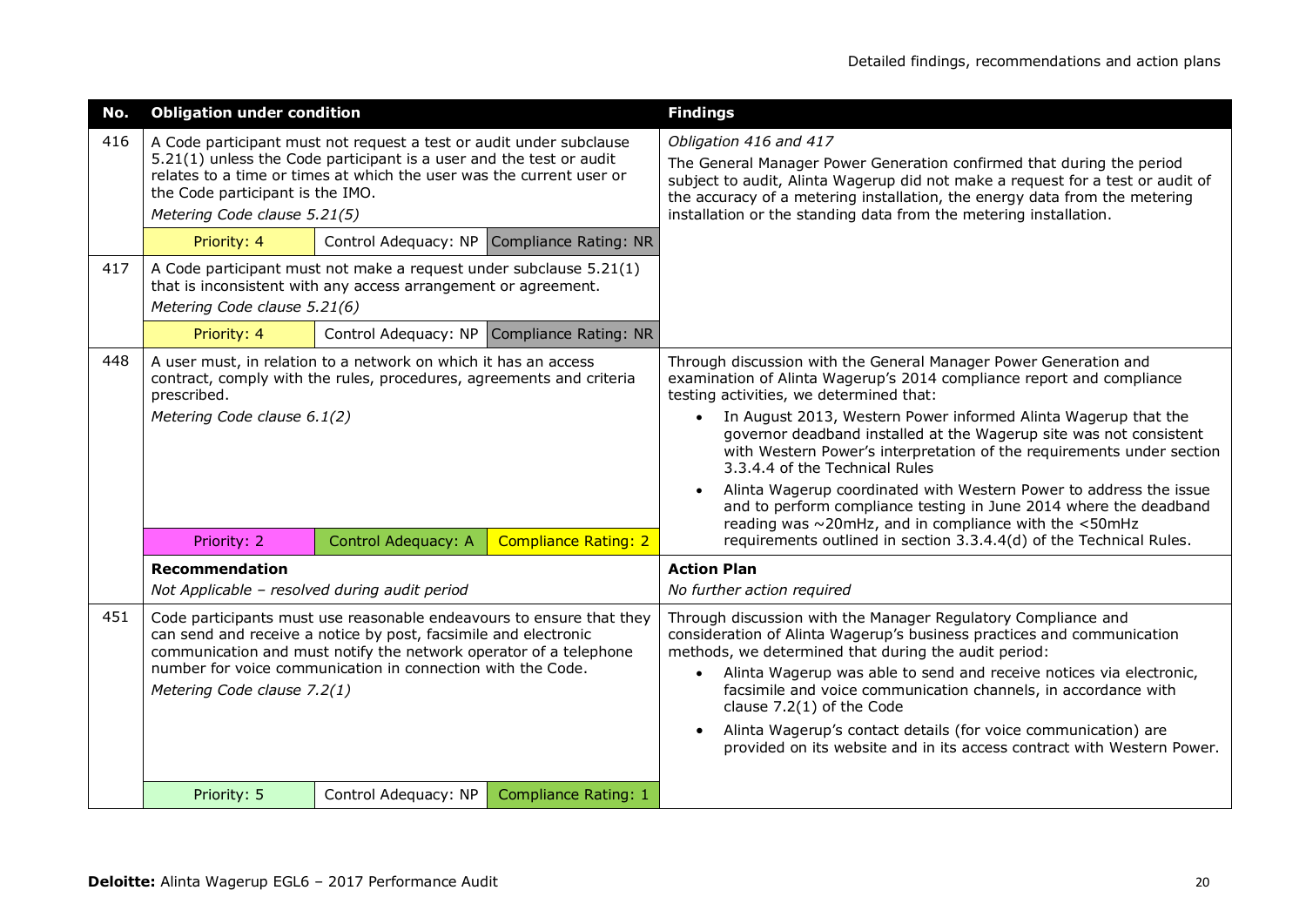| No. | Obligation under condition | | | Findings |
|---|---|---|---|---|
| 416 | A Code participant must not request a test or audit under subclause 5.21(1) unless the Code participant is a user and the test or audit relates to a time or times at which the user was the current user or the Code participant is the IMO.<br>*Metering Code clause 5.21(5)* | | | *Obligation 416 and 417*<br>The General Manager Power Generation confirmed that during the period subject to audit, Alinta Wagerup did not make a request for a test or audit of the accuracy of a metering installation, the energy data from the metering installation or the standing data from the metering installation. |
| | Priority: 4 | Control Adequacy: NP | Compliance Rating: NR | |
| 417 | A Code participant must not make a request under subclause 5.21(1) that is inconsistent with any access arrangement or agreement.<br>*Metering Code clause 5.21(6)* | | | |
| | Priority: 4 | Control Adequacy: NP | Compliance Rating: NR | |
| 448 | A user must, in relation to a network on which it has an access contract, comply with the rules, procedures, agreements and criteria prescribed.<br>*Metering Code clause 6.1(2)* | | | Through discussion with the General Manager Power Generation and examination of Alinta Wagerup's 2014 compliance report and compliance testing activities, we determined that:<br>• In August 2013, Western Power informed Alinta Wagerup that the governor deadband installed at the Wagerup site was not consistent with Western Power's interpretation of the requirements under section 3.3.4.4 of the Technical Rules<br>• Alinta Wagerup coordinated with Western Power to address the issue and to perform compliance testing in June 2014 where the deadband reading was ~20mHz, and in compliance with the <50mHz requirements outlined in section 3.3.4.4(d) of the Technical Rules. |
| | Priority: 2 | Control Adequacy: A | Compliance Rating: 2 | |
| | **Recommendation**<br>*Not Applicable – resolved during audit period* | | | **Action Plan**<br>*No further action required* |
| 451 | Code participants must use reasonable endeavours to ensure that they can send and receive a notice by post, facsimile and electronic communication and must notify the network operator of a telephone number for voice communication in connection with the Code.<br>*Metering Code clause 7.2(1)* | | | Through discussion with the Manager Regulatory Compliance and consideration of Alinta Wagerup's business practices and communication methods, we determined that during the audit period:<br>• Alinta Wagerup was able to send and receive notices via electronic, facsimile and voice communication channels, in accordance with clause 7.2(1) of the Code<br>• Alinta Wagerup's contact details (for voice communication) are provided on its website and in its access contract with Western Power. |
| | Priority: 5 | Control Adequacy: NP | Compliance Rating: 1 | |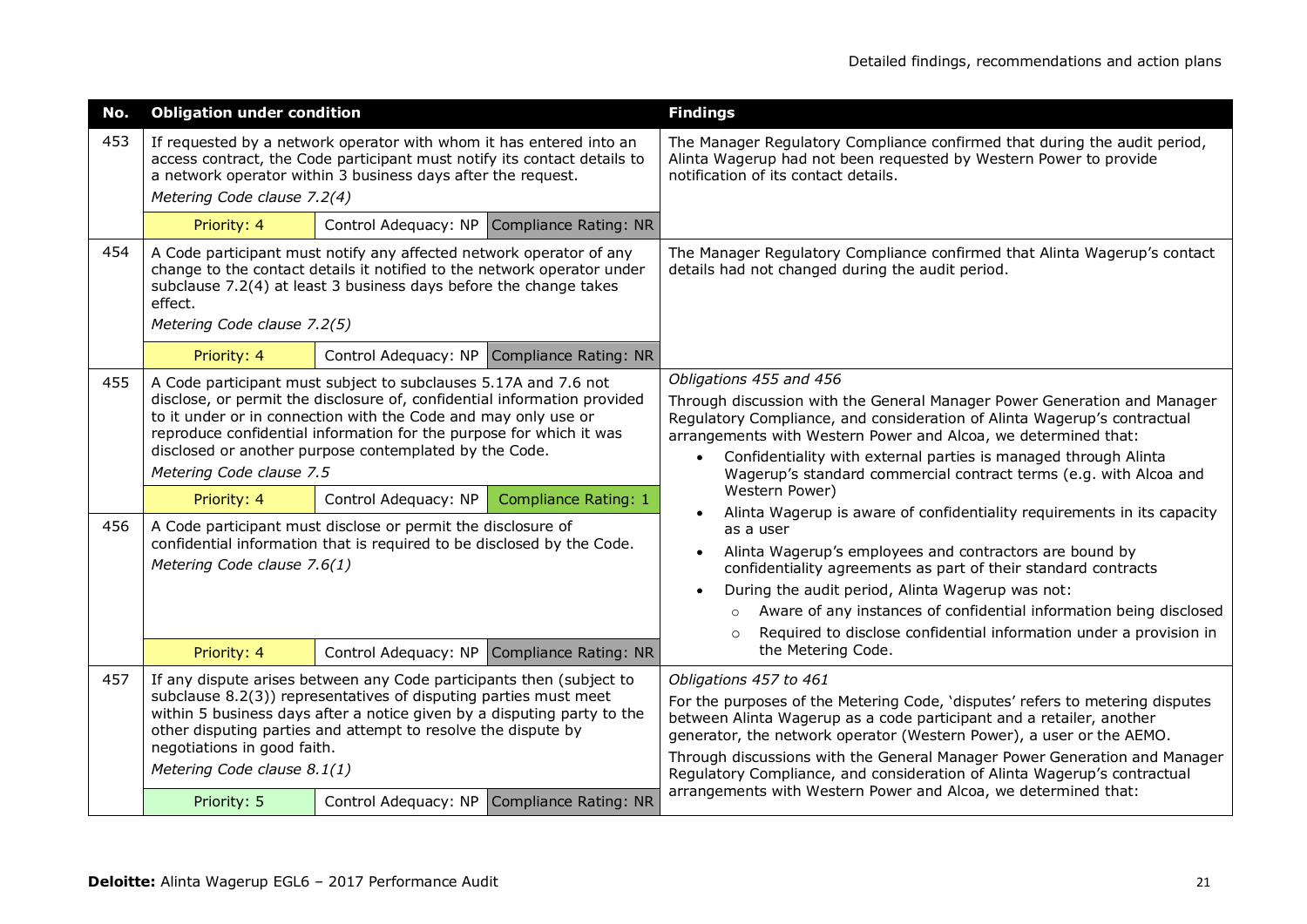| No. | Obligation under condition | | | Findings |
|---|---|---|---|---|
| 453 | If requested by a network operator with whom it has entered into an access contract, the Code participant must notify its contact details to a network operator within 3 business days after the request.<br>*Metering Code clause 7.2(4)* | | | The Manager Regulatory Compliance confirmed that during the audit period, Alinta Wagerup had not been requested by Western Power to provide notification of its contact details. |
| | Priority: 4 | Control Adequacy: NP | Compliance Rating: NR | |
| 454 | A Code participant must notify any affected network operator of any change to the contact details it notified to the network operator under subclause 7.2(4) at least 3 business days before the change takes effect.<br>*Metering Code clause 7.2(5)* | | | The Manager Regulatory Compliance confirmed that Alinta Wagerup's contact details had not changed during the audit period. |
| | Priority: 4 | Control Adequacy: NP | Compliance Rating: NR | |
| 455 | A Code participant must subject to subclauses 5.17A and 7.6 not disclose, or permit the disclosure of, confidential information provided to it under or in connection with the Code and may only use or reproduce confidential information for the purpose for which it was disclosed or another purpose contemplated by the Code.<br>*Metering Code clause 7.5* | | | *Obligations 455 and 456*<br>Through discussion with the General Manager Power Generation and Manager Regulatory Compliance, and consideration of Alinta Wagerup's contractual arrangements with Western Power and Alcoa, we determined that:<br>• Confidentiality with external parties is managed through Alinta Wagerup's standard commercial contract terms (e.g. with Alcoa and Western Power)<br>• Alinta Wagerup is aware of confidentiality requirements in its capacity as a user<br>• Alinta Wagerup's employees and contractors are bound by confidentiality agreements as part of their standard contracts<br>• During the audit period, Alinta Wagerup was not:<br>  ○ Aware of any instances of confidential information being disclosed<br>  ○ Required to disclose confidential information under a provision in the Metering Code. |
| | Priority: 4 | Control Adequacy: NP | Compliance Rating: 1 | |
| 456 | A Code participant must disclose or permit the disclosure of confidential information that is required to be disclosed by the Code.<br>*Metering Code clause 7.6(1)* | | | |
| | Priority: 4 | Control Adequacy: NP | Compliance Rating: NR | |
| 457 | If any dispute arises between any Code participants then (subject to subclause 8.2(3)) representatives of disputing parties must meet within 5 business days after a notice given by a disputing party to the other disputing parties and attempt to resolve the dispute by negotiations in good faith.<br>*Metering Code clause 8.1(1)* | | | *Obligations 457 to 461*<br>For the purposes of the Metering Code, 'disputes' refers to metering disputes between Alinta Wagerup as a code participant and a retailer, another generator, the network operator (Western Power), a user or the AEMO.<br>Through discussions with the General Manager Power Generation and Manager Regulatory Compliance, and consideration of Alinta Wagerup's contractual arrangements with Western Power and Alcoa, we determined that: |
| | Priority: 5 | Control Adequacy: NP | Compliance Rating: NR | |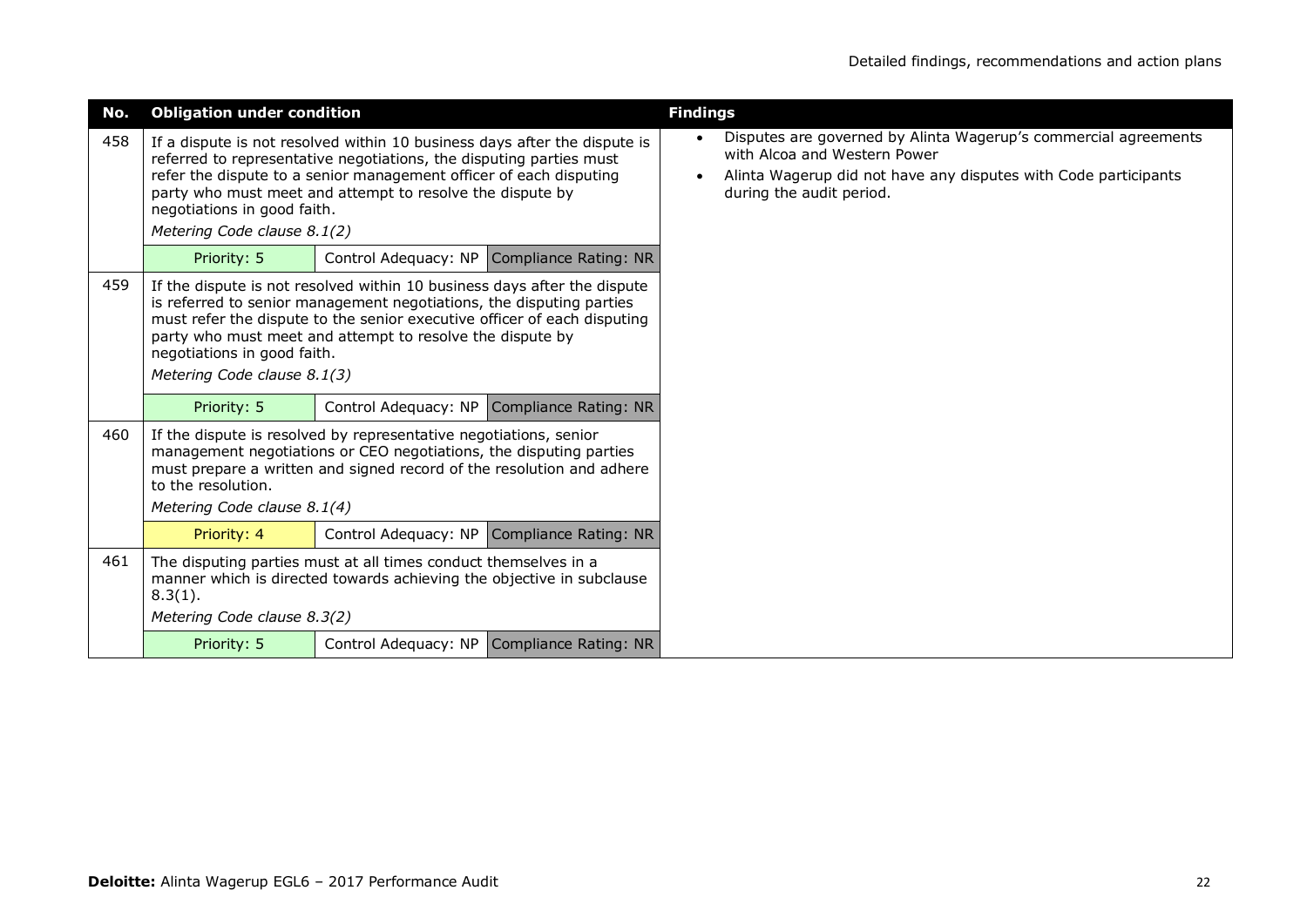| No. | Obligation under condition | | | Findings |
|---|---|---|---|---|
| 458 | If a dispute is not resolved within 10 business days after the dispute is referred to representative negotiations, the disputing parties must refer the dispute to a senior management officer of each disputing party who must meet and attempt to resolve the dispute by negotiations in good faith.<br>*Metering Code clause 8.1(2)* | | | • Disputes are governed by Alinta Wagerup's commercial agreements with Alcoa and Western Power<br>• Alinta Wagerup did not have any disputes with Code participants during the audit period. |
| | Priority: 5 | Control Adequacy: NP | Compliance Rating: NR | |
| 459 | If the dispute is not resolved within 10 business days after the dispute is referred to senior management negotiations, the disputing parties must refer the dispute to the senior executive officer of each disputing party who must meet and attempt to resolve the dispute by negotiations in good faith.<br>*Metering Code clause 8.1(3)* | | | |
| | Priority: 5 | Control Adequacy: NP | Compliance Rating: NR | |
| 460 | If the dispute is resolved by representative negotiations, senior management negotiations or CEO negotiations, the disputing parties must prepare a written and signed record of the resolution and adhere to the resolution.<br>*Metering Code clause 8.1(4)* | | | |
| | Priority: 4 | Control Adequacy: NP | Compliance Rating: NR | |
| 461 | The disputing parties must at all times conduct themselves in a manner which is directed towards achieving the objective in subclause 8.3(1).<br>*Metering Code clause 8.3(2)* | | | |
| | Priority: 5 | Control Adequacy: NP | Compliance Rating: NR | |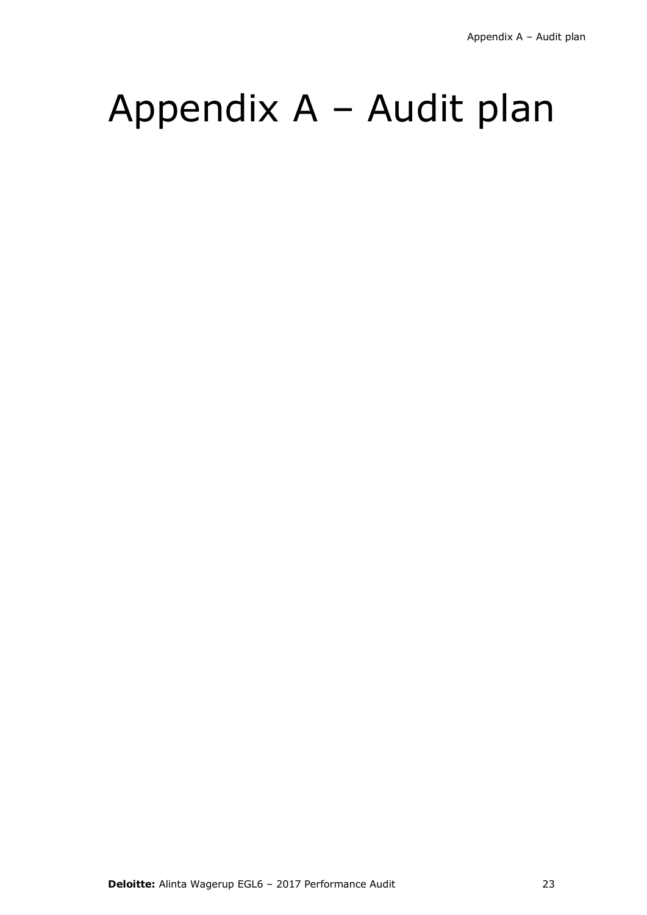# Appendix A – Audit plan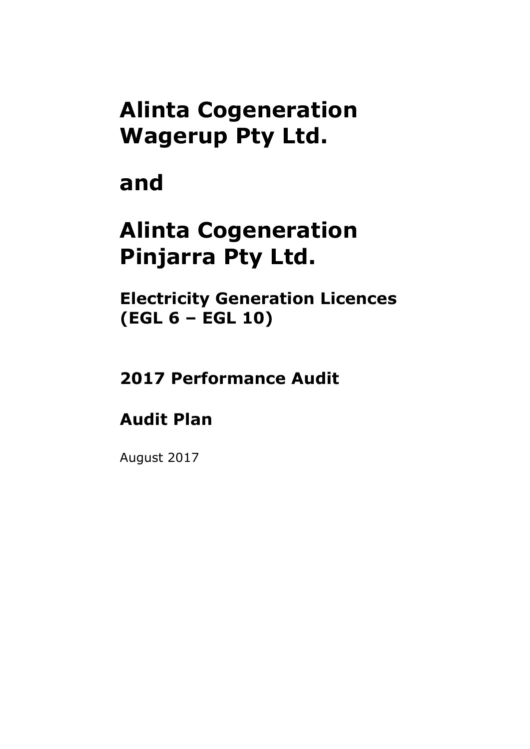# Alinta Cogeneration Wagerup Pty Ltd.

# and

# Alinta Cogeneration Pinjarra Pty Ltd.

## Electricity Generation Licences (EGL 6 – EGL 10)

## 2017 Performance Audit

## Audit Plan

August 2017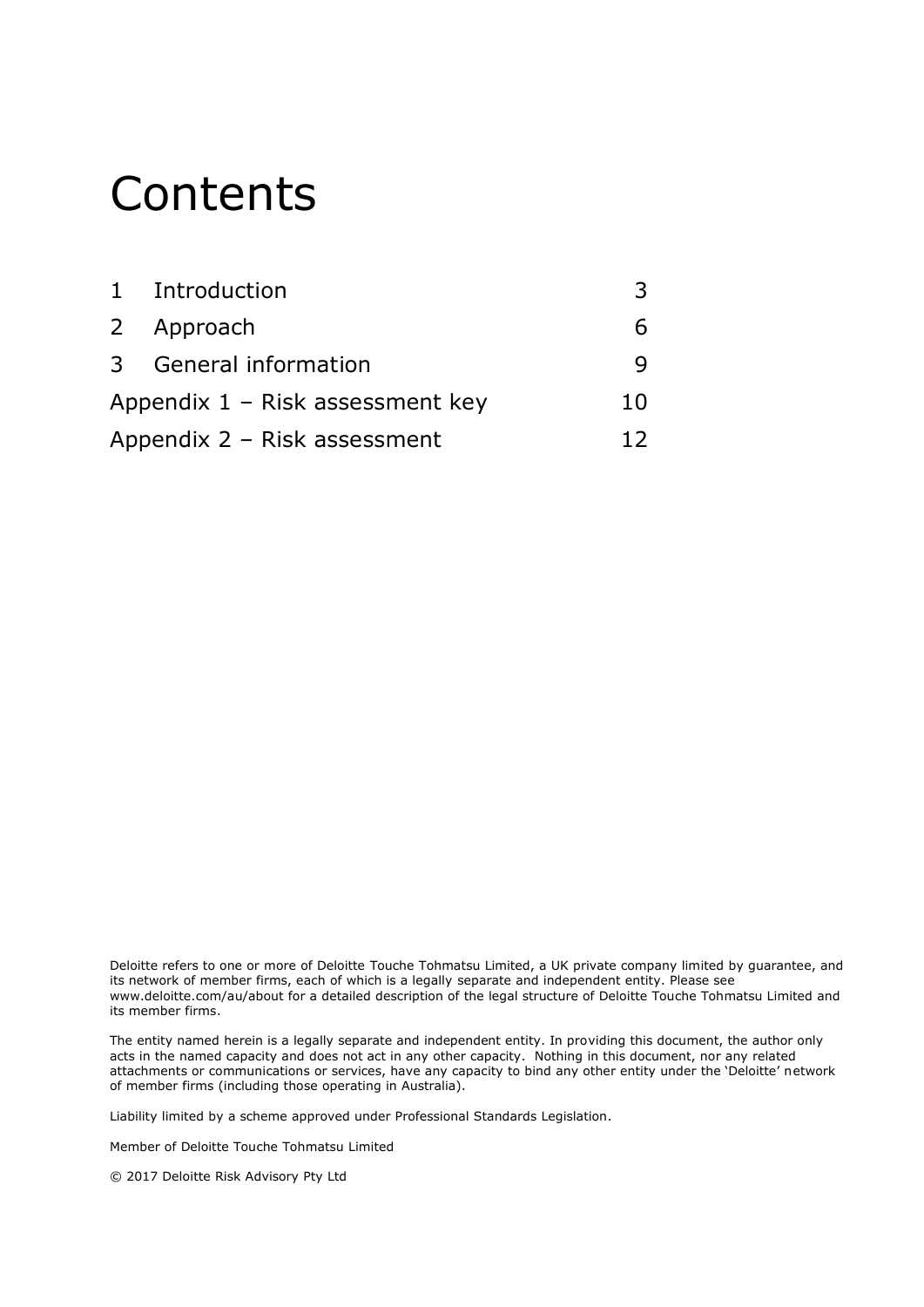# Contents

| | |
|---|---|
| 1 Introduction | 3 |
| 2 Approach | 6 |
| 3 General information | 9 |
| Appendix 1 – Risk assessment key | 10 |
| Appendix 2 – Risk assessment | 12 |

Deloitte refers to one or more of Deloitte Touche Tohmatsu Limited, a UK private company limited by guarantee, and its network of member firms, each of which is a legally separate and independent entity. Please see www.deloitte.com/au/about for a detailed description of the legal structure of Deloitte Touche Tohmatsu Limited and its member firms.

The entity named herein is a legally separate and independent entity. In providing this document, the author only acts in the named capacity and does not act in any other capacity. Nothing in this document, nor any related attachments or communications or services, have any capacity to bind any other entity under the 'Deloitte' network of member firms (including those operating in Australia).

Liability limited by a scheme approved under Professional Standards Legislation.

Member of Deloitte Touche Tohmatsu Limited

© 2017 Deloitte Risk Advisory Pty Ltd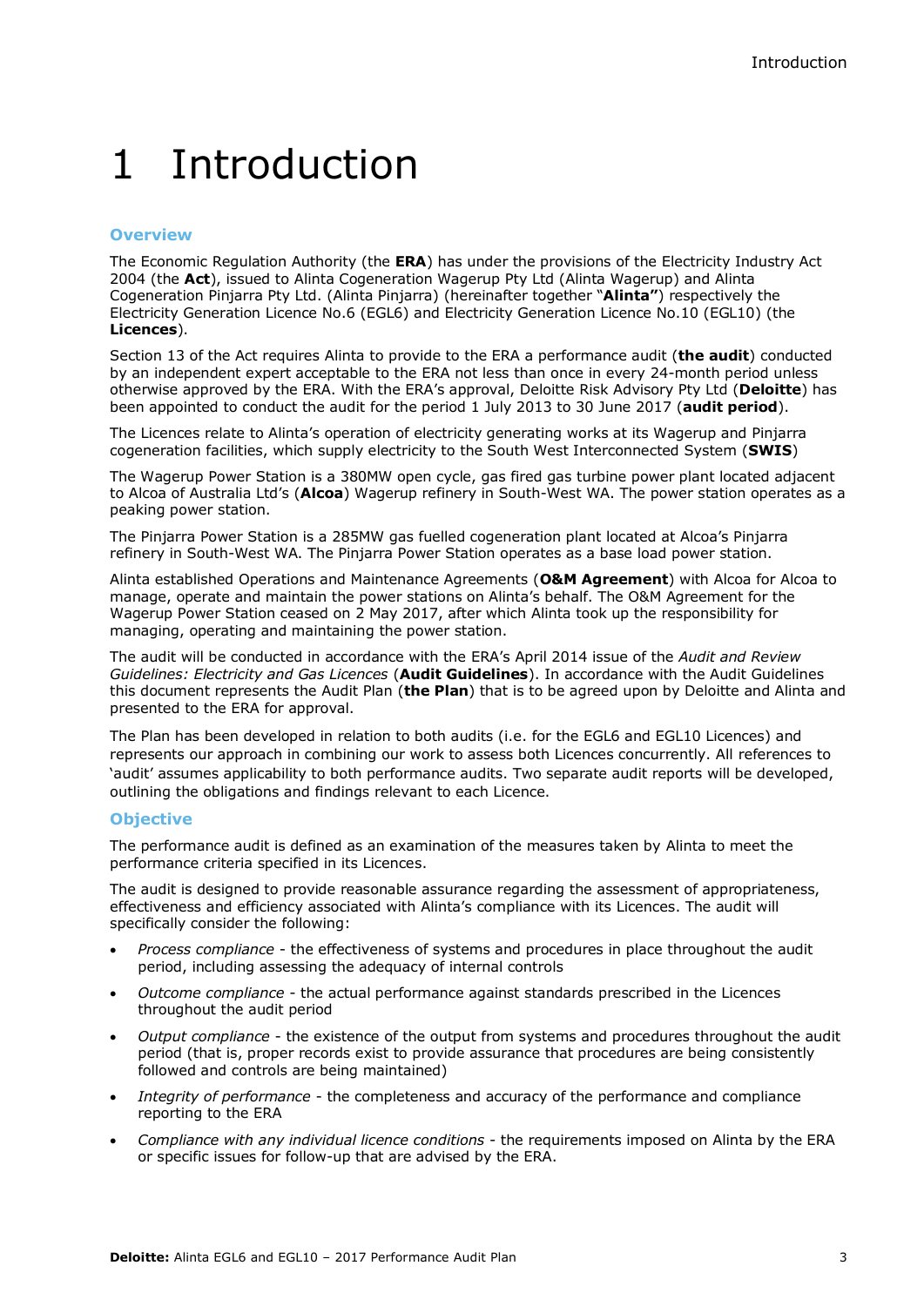# 1 Introduction

## Overview

The Economic Regulation Authority (the **ERA**) has under the provisions of the Electricity Industry Act 2004 (the **Act**), issued to Alinta Cogeneration Wagerup Pty Ltd (Alinta Wagerup) and Alinta Cogeneration Pinjarra Pty Ltd. (Alinta Pinjarra) (hereinafter together "**Alinta"**) respectively the Electricity Generation Licence No.6 (EGL6) and Electricity Generation Licence No.10 (EGL10) (the **Licences**).

Section 13 of the Act requires Alinta to provide to the ERA a performance audit (**the audit**) conducted by an independent expert acceptable to the ERA not less than once in every 24-month period unless otherwise approved by the ERA. With the ERA's approval, Deloitte Risk Advisory Pty Ltd (**Deloitte**) has been appointed to conduct the audit for the period 1 July 2013 to 30 June 2017 (**audit period**).

The Licences relate to Alinta's operation of electricity generating works at its Wagerup and Pinjarra cogeneration facilities, which supply electricity to the South West Interconnected System (**SWIS**)

The Wagerup Power Station is a 380MW open cycle, gas fired gas turbine power plant located adjacent to Alcoa of Australia Ltd's (**Alcoa**) Wagerup refinery in South-West WA. The power station operates as a peaking power station.

The Pinjarra Power Station is a 285MW gas fuelled cogeneration plant located at Alcoa's Pinjarra refinery in South-West WA. The Pinjarra Power Station operates as a base load power station.

Alinta established Operations and Maintenance Agreements (**O&M Agreement**) with Alcoa for Alcoa to manage, operate and maintain the power stations on Alinta's behalf. The O&M Agreement for the Wagerup Power Station ceased on 2 May 2017, after which Alinta took up the responsibility for managing, operating and maintaining the power station.

The audit will be conducted in accordance with the ERA's April 2014 issue of the *Audit and Review Guidelines: Electricity and Gas Licences* (**Audit Guidelines**). In accordance with the Audit Guidelines this document represents the Audit Plan (**the Plan**) that is to be agreed upon by Deloitte and Alinta and presented to the ERA for approval.

The Plan has been developed in relation to both audits (i.e. for the EGL6 and EGL10 Licences) and represents our approach in combining our work to assess both Licences concurrently. All references to 'audit' assumes applicability to both performance audits. Two separate audit reports will be developed, outlining the obligations and findings relevant to each Licence.

## Objective

The performance audit is defined as an examination of the measures taken by Alinta to meet the performance criteria specified in its Licences.

The audit is designed to provide reasonable assurance regarding the assessment of appropriateness, effectiveness and efficiency associated with Alinta's compliance with its Licences. The audit will specifically consider the following:

- *Process compliance* - the effectiveness of systems and procedures in place throughout the audit period, including assessing the adequacy of internal controls
- *Outcome compliance* - the actual performance against standards prescribed in the Licences throughout the audit period
- *Output compliance* - the existence of the output from systems and procedures throughout the audit period (that is, proper records exist to provide assurance that procedures are being consistently followed and controls are being maintained)
- *Integrity of performance* - the completeness and accuracy of the performance and compliance reporting to the ERA
- *Compliance with any individual licence conditions* - the requirements imposed on Alinta by the ERA or specific issues for follow-up that are advised by the ERA.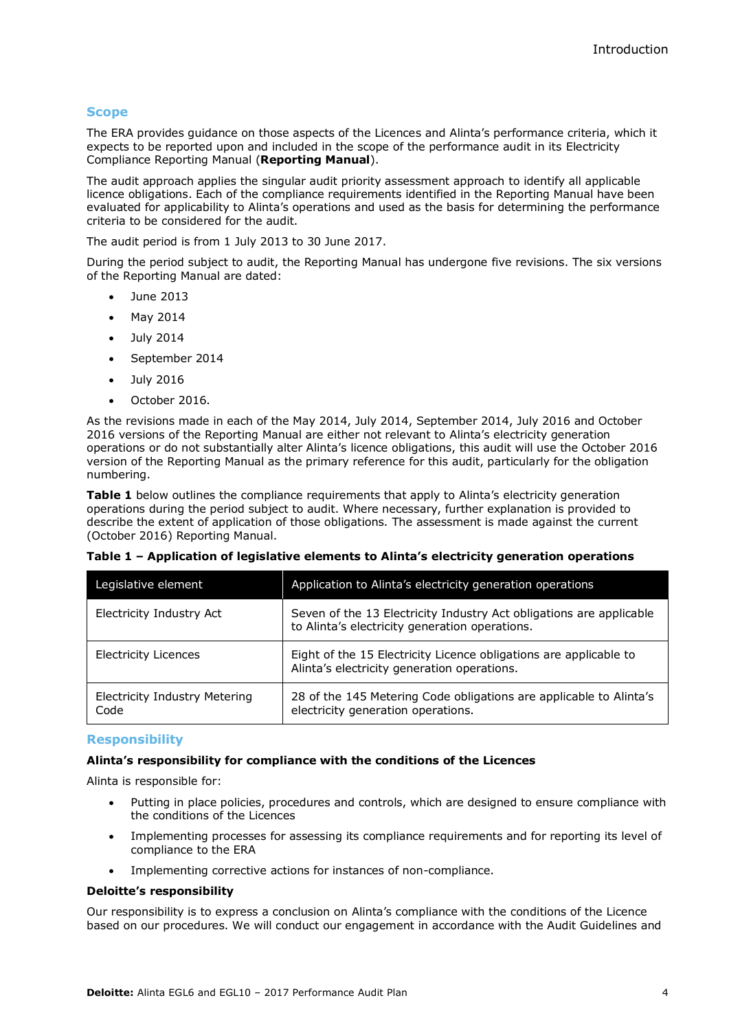## Scope

The ERA provides guidance on those aspects of the Licences and Alinta's performance criteria, which it expects to be reported upon and included in the scope of the performance audit in its Electricity Compliance Reporting Manual (**Reporting Manual**).

The audit approach applies the singular audit priority assessment approach to identify all applicable licence obligations. Each of the compliance requirements identified in the Reporting Manual have been evaluated for applicability to Alinta's operations and used as the basis for determining the performance criteria to be considered for the audit.

The audit period is from 1 July 2013 to 30 June 2017.

During the period subject to audit, the Reporting Manual has undergone five revisions. The six versions of the Reporting Manual are dated:

- June 2013
- May 2014
- July 2014
- September 2014
- July 2016
- October 2016.

As the revisions made in each of the May 2014, July 2014, September 2014, July 2016 and October 2016 versions of the Reporting Manual are either not relevant to Alinta's electricity generation operations or do not substantially alter Alinta's licence obligations, this audit will use the October 2016 version of the Reporting Manual as the primary reference for this audit, particularly for the obligation numbering.

**Table 1** below outlines the compliance requirements that apply to Alinta's electricity generation operations during the period subject to audit. Where necessary, further explanation is provided to describe the extent of application of those obligations. The assessment is made against the current (October 2016) Reporting Manual.

**Table 1 – Application of legislative elements to Alinta's electricity generation operations**

| Legislative element | Application to Alinta's electricity generation operations |
|---|---|
| Electricity Industry Act | Seven of the 13 Electricity Industry Act obligations are applicable to Alinta's electricity generation operations. |
| Electricity Licences | Eight of the 15 Electricity Licence obligations are applicable to Alinta's electricity generation operations. |
| Electricity Industry Metering Code | 28 of the 145 Metering Code obligations are applicable to Alinta's electricity generation operations. |

## Responsibility

**Alinta's responsibility for compliance with the conditions of the Licences**

Alinta is responsible for:

- Putting in place policies, procedures and controls, which are designed to ensure compliance with the conditions of the Licences
- Implementing processes for assessing its compliance requirements and for reporting its level of compliance to the ERA
- Implementing corrective actions for instances of non-compliance.

**Deloitte's responsibility**

Our responsibility is to express a conclusion on Alinta's compliance with the conditions of the Licence based on our procedures. We will conduct our engagement in accordance with the Audit Guidelines and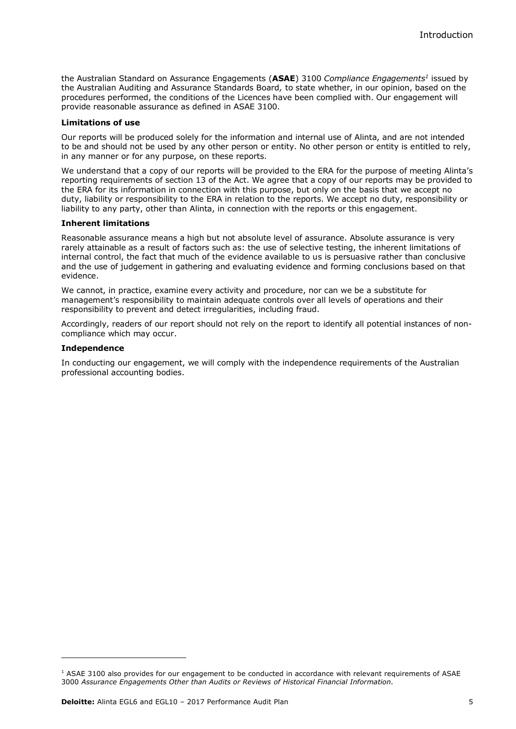the Australian Standard on Assurance Engagements (**ASAE**) 3100 *Compliance Engagements*[1] issued by the Australian Auditing and Assurance Standards Board, to state whether, in our opinion, based on the procedures performed, the conditions of the Licences have been complied with. Our engagement will provide reasonable assurance as defined in ASAE 3100.

**Limitations of use**

Our reports will be produced solely for the information and internal use of Alinta, and are not intended to be and should not be used by any other person or entity. No other person or entity is entitled to rely, in any manner or for any purpose, on these reports.

We understand that a copy of our reports will be provided to the ERA for the purpose of meeting Alinta's reporting requirements of section 13 of the Act. We agree that a copy of our reports may be provided to the ERA for its information in connection with this purpose, but only on the basis that we accept no duty, liability or responsibility to the ERA in relation to the reports. We accept no duty, responsibility or liability to any party, other than Alinta, in connection with the reports or this engagement.

**Inherent limitations**

Reasonable assurance means a high but not absolute level of assurance. Absolute assurance is very rarely attainable as a result of factors such as: the use of selective testing, the inherent limitations of internal control, the fact that much of the evidence available to us is persuasive rather than conclusive and the use of judgement in gathering and evaluating evidence and forming conclusions based on that evidence.

We cannot, in practice, examine every activity and procedure, nor can we be a substitute for management's responsibility to maintain adequate controls over all levels of operations and their responsibility to prevent and detect irregularities, including fraud.

Accordingly, readers of our report should not rely on the report to identify all potential instances of non-compliance which may occur.

**Independence**

In conducting our engagement, we will comply with the independence requirements of the Australian professional accounting bodies.

[1] ASAE 3100 also provides for our engagement to be conducted in accordance with relevant requirements of ASAE 3000 *Assurance Engagements Other than Audits or Reviews of Historical Financial Information.*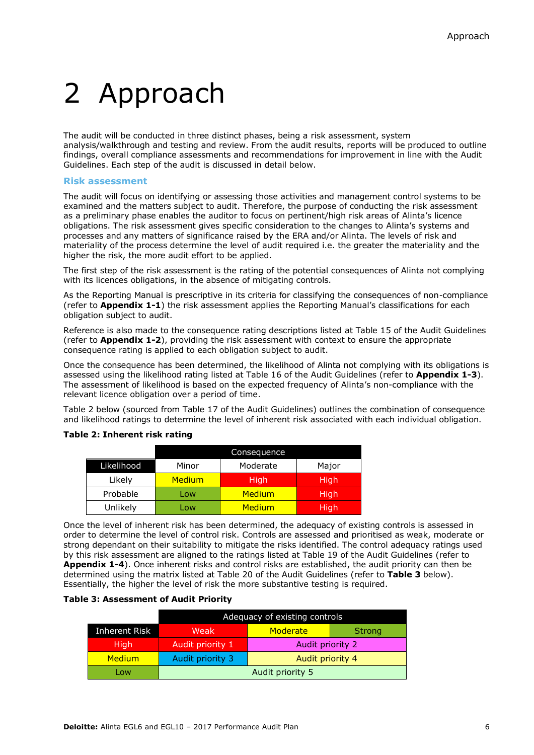# 2 Approach

The audit will be conducted in three distinct phases, being a risk assessment, system analysis/walkthrough and testing and review. From the audit results, reports will be produced to outline findings, overall compliance assessments and recommendations for improvement in line with the Audit Guidelines. Each step of the audit is discussed in detail below.

### Risk assessment

The audit will focus on identifying or assessing those activities and management control systems to be examined and the matters subject to audit. Therefore, the purpose of conducting the risk assessment as a preliminary phase enables the auditor to focus on pertinent/high risk areas of Alinta's licence obligations. The risk assessment gives specific consideration to the changes to Alinta's systems and processes and any matters of significance raised by the ERA and/or Alinta. The levels of risk and materiality of the process determine the level of audit required i.e. the greater the materiality and the higher the risk, the more audit effort to be applied.

The first step of the risk assessment is the rating of the potential consequences of Alinta not complying with its licences obligations, in the absence of mitigating controls.

As the Reporting Manual is prescriptive in its criteria for classifying the consequences of non-compliance (refer to **Appendix 1-1**) the risk assessment applies the Reporting Manual's classifications for each obligation subject to audit.

Reference is also made to the consequence rating descriptions listed at Table 15 of the Audit Guidelines (refer to **Appendix 1-2**), providing the risk assessment with context to ensure the appropriate consequence rating is applied to each obligation subject to audit.

Once the consequence has been determined, the likelihood of Alinta not complying with its obligations is assessed using the likelihood rating listed at Table 16 of the Audit Guidelines (refer to **Appendix 1-3**). The assessment of likelihood is based on the expected frequency of Alinta's non-compliance with the relevant licence obligation over a period of time.

Table 2 below (sourced from Table 17 of the Audit Guidelines) outlines the combination of consequence and likelihood ratings to determine the level of inherent risk associated with each individual obligation.

**Table 2: Inherent risk rating**

| | Consequence | | |
|---|---|---|---|
| Likelihood | Minor | Moderate | Major |
| Likely | Medium | High | High |
| Probable | Low | Medium | High |
| Unlikely | Low | Medium | High |

Once the level of inherent risk has been determined, the adequacy of existing controls is assessed in order to determine the level of control risk. Controls are assessed and prioritised as weak, moderate or strong dependant on their suitability to mitigate the risks identified. The control adequacy ratings used by this risk assessment are aligned to the ratings listed at Table 19 of the Audit Guidelines (refer to **Appendix 1-4**). Once inherent risks and control risks are established, the audit priority can then be determined using the matrix listed at Table 20 of the Audit Guidelines (refer to **Table 3** below). Essentially, the higher the level of risk the more substantive testing is required.

**Table 3: Assessment of Audit Priority**

| | Adequacy of existing controls | | |
|---|---|---|---|
| Inherent Risk | Weak | Moderate | Strong |
| High | Audit priority 1 | Audit priority 2 | |
| Medium | Audit priority 3 | Audit priority 4 | |
| Low | Audit priority 5 | | |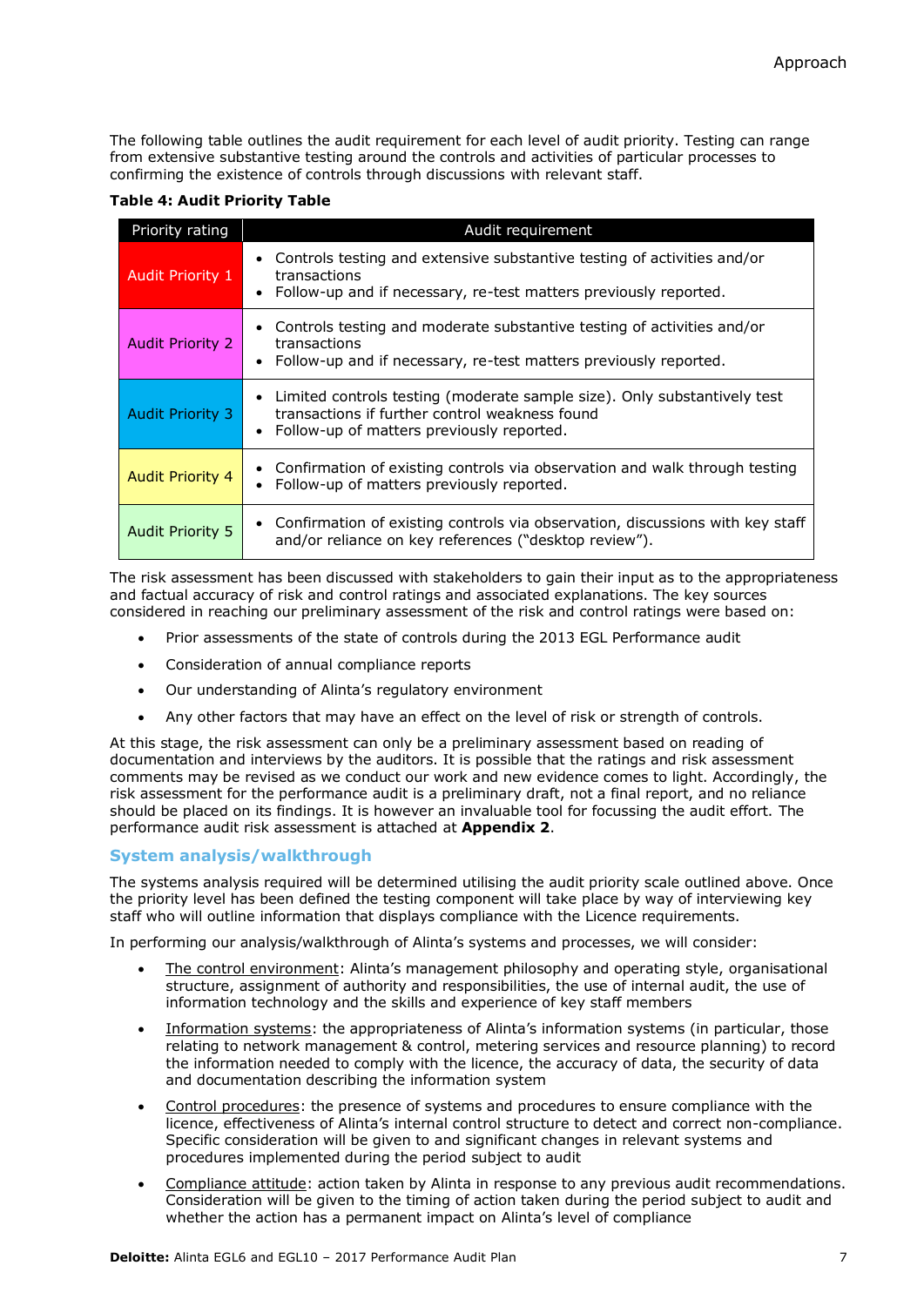The following table outlines the audit requirement for each level of audit priority. Testing can range from extensive substantive testing around the controls and activities of particular processes to confirming the existence of controls through discussions with relevant staff.

**Table 4: Audit Priority Table**

| Priority rating | Audit requirement |
|---|---|
| Audit Priority 1 | • Controls testing and extensive substantive testing of activities and/or transactions<br>• Follow-up and if necessary, re-test matters previously reported. |
| Audit Priority 2 | • Controls testing and moderate substantive testing of activities and/or transactions<br>• Follow-up and if necessary, re-test matters previously reported. |
| Audit Priority 3 | • Limited controls testing (moderate sample size). Only substantively test transactions if further control weakness found<br>• Follow-up of matters previously reported. |
| Audit Priority 4 | • Confirmation of existing controls via observation and walk through testing<br>• Follow-up of matters previously reported. |
| Audit Priority 5 | • Confirmation of existing controls via observation, discussions with key staff and/or reliance on key references ("desktop review"). |

The risk assessment has been discussed with stakeholders to gain their input as to the appropriateness and factual accuracy of risk and control ratings and associated explanations. The key sources considered in reaching our preliminary assessment of the risk and control ratings were based on:

- Prior assessments of the state of controls during the 2013 EGL Performance audit
- Consideration of annual compliance reports
- Our understanding of Alinta's regulatory environment
- Any other factors that may have an effect on the level of risk or strength of controls.

At this stage, the risk assessment can only be a preliminary assessment based on reading of documentation and interviews by the auditors. It is possible that the ratings and risk assessment comments may be revised as we conduct our work and new evidence comes to light. Accordingly, the risk assessment for the performance audit is a preliminary draft, not a final report, and no reliance should be placed on its findings. It is however an invaluable tool for focussing the audit effort. The performance audit risk assessment is attached at **Appendix 2**.

### System analysis/walkthrough

The systems analysis required will be determined utilising the audit priority scale outlined above. Once the priority level has been defined the testing component will take place by way of interviewing key staff who will outline information that displays compliance with the Licence requirements.

In performing our analysis/walkthrough of Alinta's systems and processes, we will consider:

- The control environment: Alinta's management philosophy and operating style, organisational structure, assignment of authority and responsibilities, the use of internal audit, the use of information technology and the skills and experience of key staff members
- Information systems: the appropriateness of Alinta's information systems (in particular, those relating to network management & control, metering services and resource planning) to record the information needed to comply with the licence, the accuracy of data, the security of data and documentation describing the information system
- Control procedures: the presence of systems and procedures to ensure compliance with the licence, effectiveness of Alinta's internal control structure to detect and correct non-compliance. Specific consideration will be given to and significant changes in relevant systems and procedures implemented during the period subject to audit
- Compliance attitude: action taken by Alinta in response to any previous audit recommendations. Consideration will be given to the timing of action taken during the period subject to audit and whether the action has a permanent impact on Alinta's level of compliance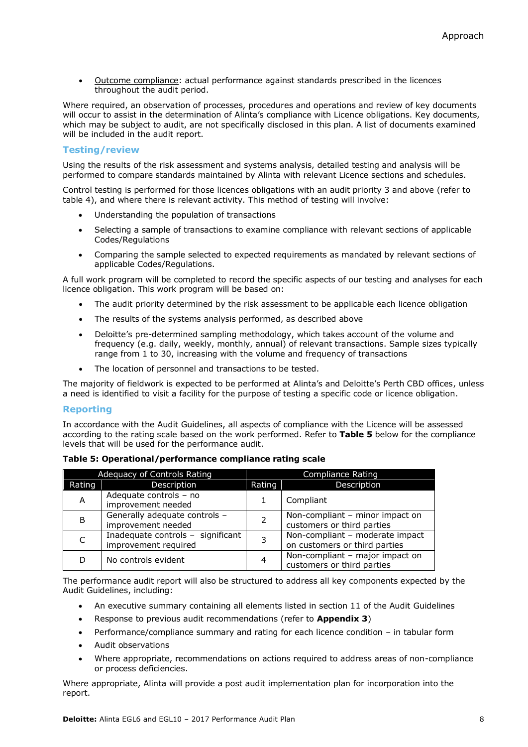- Outcome compliance: actual performance against standards prescribed in the licences throughout the audit period.

Where required, an observation of processes, procedures and operations and review of key documents will occur to assist in the determination of Alinta's compliance with Licence obligations. Key documents, which may be subject to audit, are not specifically disclosed in this plan. A list of documents examined will be included in the audit report.

### Testing/review

Using the results of the risk assessment and systems analysis, detailed testing and analysis will be performed to compare standards maintained by Alinta with relevant Licence sections and schedules.

Control testing is performed for those licences obligations with an audit priority 3 and above (refer to table 4), and where there is relevant activity. This method of testing will involve:

- Understanding the population of transactions
- Selecting a sample of transactions to examine compliance with relevant sections of applicable Codes/Regulations
- Comparing the sample selected to expected requirements as mandated by relevant sections of applicable Codes/Regulations.

A full work program will be completed to record the specific aspects of our testing and analyses for each licence obligation. This work program will be based on:

- The audit priority determined by the risk assessment to be applicable each licence obligation
- The results of the systems analysis performed, as described above
- Deloitte's pre-determined sampling methodology, which takes account of the volume and frequency (e.g. daily, weekly, monthly, annual) of relevant transactions. Sample sizes typically range from 1 to 30, increasing with the volume and frequency of transactions
- The location of personnel and transactions to be tested.

The majority of fieldwork is expected to be performed at Alinta's and Deloitte's Perth CBD offices, unless a need is identified to visit a facility for the purpose of testing a specific code or licence obligation.

### Reporting

In accordance with the Audit Guidelines, all aspects of compliance with the Licence will be assessed according to the rating scale based on the work performed. Refer to **Table 5** below for the compliance levels that will be used for the performance audit.

**Table 5: Operational/performance compliance rating scale**

| Adequacy of Controls Rating | | Compliance Rating | |
|---|---|---|---|
| Rating | Description | Rating | Description |
| A | Adequate controls – no improvement needed | 1 | Compliant |
| B | Generally adequate controls – improvement needed | 2 | Non-compliant – minor impact on customers or third parties |
| C | Inadequate controls – significant improvement required | 3 | Non-compliant – moderate impact on customers or third parties |
| D | No controls evident | 4 | Non-compliant – major impact on customers or third parties |

The performance audit report will also be structured to address all key components expected by the Audit Guidelines, including:

- An executive summary containing all elements listed in section 11 of the Audit Guidelines
- Response to previous audit recommendations (refer to **Appendix 3**)
- Performance/compliance summary and rating for each licence condition – in tabular form
- Audit observations
- Where appropriate, recommendations on actions required to address areas of non-compliance or process deficiencies.

Where appropriate, Alinta will provide a post audit implementation plan for incorporation into the report.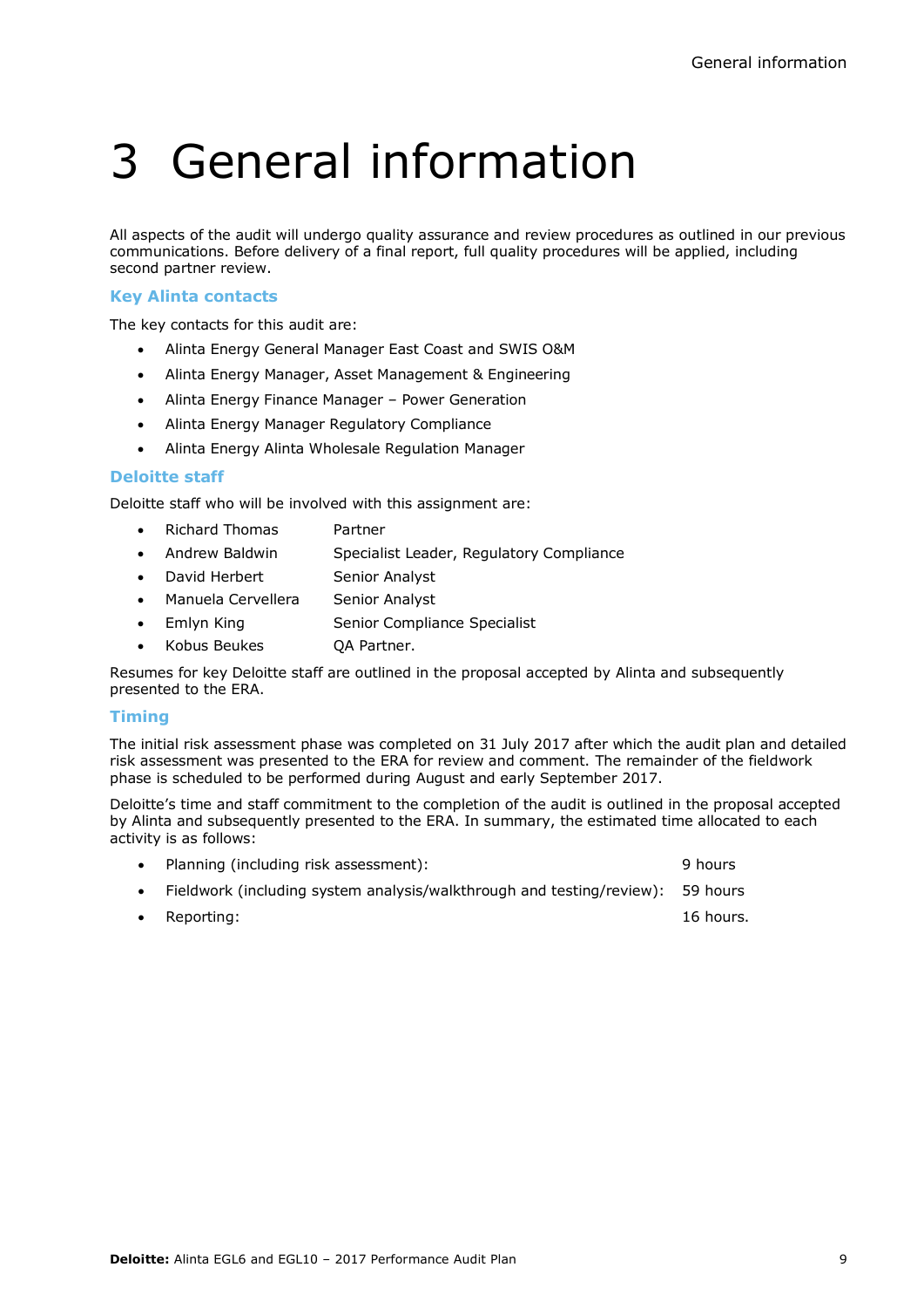# 3 General information

All aspects of the audit will undergo quality assurance and review procedures as outlined in our previous communications. Before delivery of a final report, full quality procedures will be applied, including second partner review.

### Key Alinta contacts

The key contacts for this audit are:

- Alinta Energy General Manager East Coast and SWIS O&M
- Alinta Energy Manager, Asset Management & Engineering
- Alinta Energy Finance Manager – Power Generation
- Alinta Energy Manager Regulatory Compliance
- Alinta Energy Alinta Wholesale Regulation Manager

### Deloitte staff

Deloitte staff who will be involved with this assignment are:

- Richard Thomas — Partner
- Andrew Baldwin — Specialist Leader, Regulatory Compliance
- David Herbert — Senior Analyst
- Manuela Cervellera — Senior Analyst
- Emlyn King — Senior Compliance Specialist
- Kobus Beukes — QA Partner.

Resumes for key Deloitte staff are outlined in the proposal accepted by Alinta and subsequently presented to the ERA.

### Timing

The initial risk assessment phase was completed on 31 July 2017 after which the audit plan and detailed risk assessment was presented to the ERA for review and comment. The remainder of the fieldwork phase is scheduled to be performed during August and early September 2017.

Deloitte's time and staff commitment to the completion of the audit is outlined in the proposal accepted by Alinta and subsequently presented to the ERA. In summary, the estimated time allocated to each activity is as follows:

- Planning (including risk assessment): 9 hours
- Fieldwork (including system analysis/walkthrough and testing/review): 59 hours
- Reporting: 16 hours.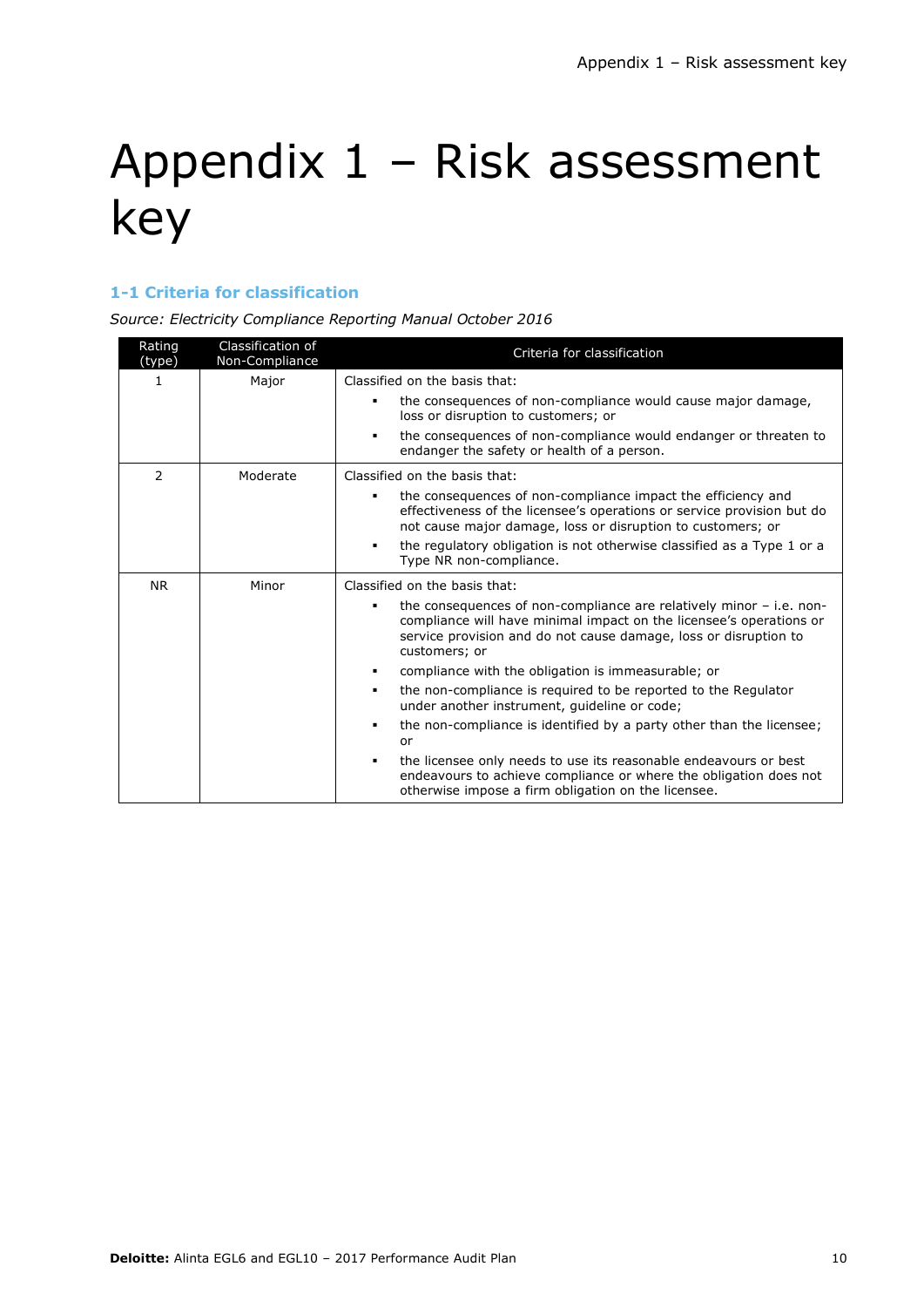# Appendix 1 – Risk assessment key

### 1-1 Criteria for classification

*Source: Electricity Compliance Reporting Manual October 2016*

| Rating (type) | Classification of Non-Compliance | Criteria for classification |
|---|---|---|
| 1 | Major | Classified on the basis that:<br>▪ the consequences of non-compliance would cause major damage, loss or disruption to customers; or<br>▪ the consequences of non-compliance would endanger or threaten to endanger the safety or health of a person. |
| 2 | Moderate | Classified on the basis that:<br>▪ the consequences of non-compliance impact the efficiency and effectiveness of the licensee's operations or service provision but do not cause major damage, loss or disruption to customers; or<br>▪ the regulatory obligation is not otherwise classified as a Type 1 or a Type NR non-compliance. |
| NR | Minor | Classified on the basis that:<br>▪ the consequences of non-compliance are relatively minor – i.e. non-compliance will have minimal impact on the licensee's operations or service provision and do not cause damage, loss or disruption to customers; or<br>▪ compliance with the obligation is immeasurable; or<br>▪ the non-compliance is required to be reported to the Regulator under another instrument, guideline or code;<br>▪ the non-compliance is identified by a party other than the licensee; or<br>▪ the licensee only needs to use its reasonable endeavours or best endeavours to achieve compliance or where the obligation does not otherwise impose a firm obligation on the licensee. |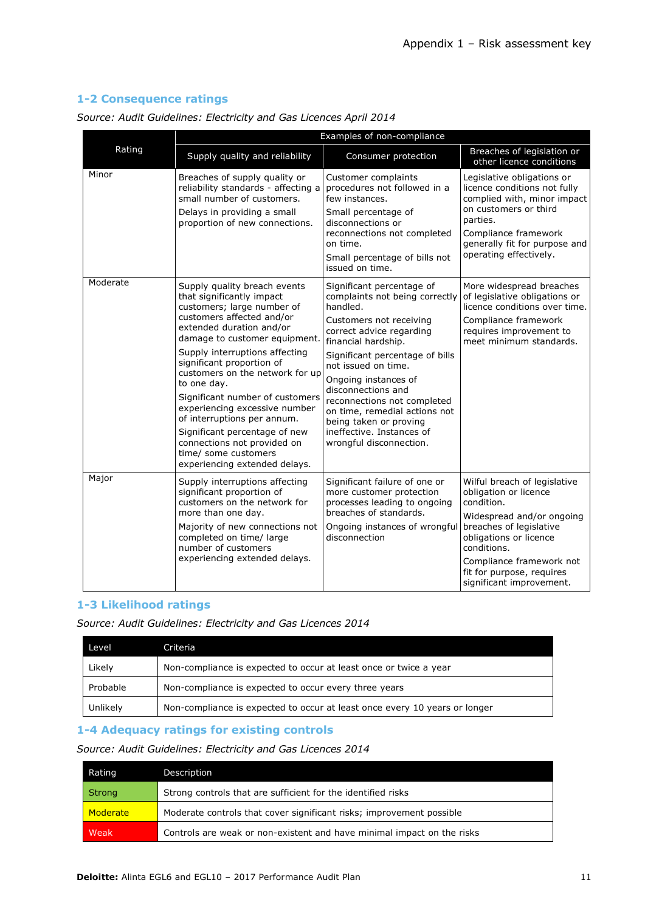## 1-2 Consequence ratings

*Source: Audit Guidelines: Electricity and Gas Licences April 2014*

| Rating | Examples of non-compliance | | |
|---|---|---|---|
| | Supply quality and reliability | Consumer protection | Breaches of legislation or other licence conditions |
| Minor | Breaches of supply quality or reliability standards - affecting a small number of customers.<br>Delays in providing a small proportion of new connections. | Customer complaints procedures not followed in a few instances.<br>Small percentage of disconnections or reconnections not completed on time.<br>Small percentage of bills not issued on time. | Legislative obligations or licence conditions not fully complied with, minor impact on customers or third parties.<br>Compliance framework generally fit for purpose and operating effectively. |
| Moderate | Supply quality breach events that significantly impact customers; large number of customers affected and/or extended duration and/or damage to customer equipment.<br>Supply interruptions affecting significant proportion of customers on the network for up to one day.<br>Significant number of customers experiencing excessive number of interruptions per annum.<br>Significant percentage of new connections not provided on time/ some customers experiencing extended delays. | Significant percentage of complaints not being correctly handled.<br>Customers not receiving correct advice regarding financial hardship.<br>Significant percentage of bills not issued on time.<br>Ongoing instances of disconnections and reconnections not completed on time, remedial actions not being taken or proving ineffective. Instances of wrongful disconnection. | More widespread breaches of legislative obligations or licence conditions over time.<br>Compliance framework requires improvement to meet minimum standards. |
| Major | Supply interruptions affecting significant proportion of customers on the network for more than one day.<br>Majority of new connections not completed on time/ large number of customers experiencing extended delays. | Significant failure of one or more customer protection processes leading to ongoing breaches of standards.<br>Ongoing instances of wrongful disconnection | Wilful breach of legislative obligation or licence condition.<br>Widespread and/or ongoing breaches of legislative obligations or licence conditions.<br>Compliance framework not fit for purpose, requires significant improvement. |

## 1-3 Likelihood ratings

*Source: Audit Guidelines: Electricity and Gas Licences 2014*

| Level | Criteria |
|---|---|
| Likely | Non-compliance is expected to occur at least once or twice a year |
| Probable | Non-compliance is expected to occur every three years |
| Unlikely | Non-compliance is expected to occur at least once every 10 years or longer |

## 1-4 Adequacy ratings for existing controls

*Source: Audit Guidelines: Electricity and Gas Licences 2014*

| Rating | Description |
|---|---|
| Strong | Strong controls that are sufficient for the identified risks |
| Moderate | Moderate controls that cover significant risks; improvement possible |
| Weak | Controls are weak or non-existent and have minimal impact on the risks |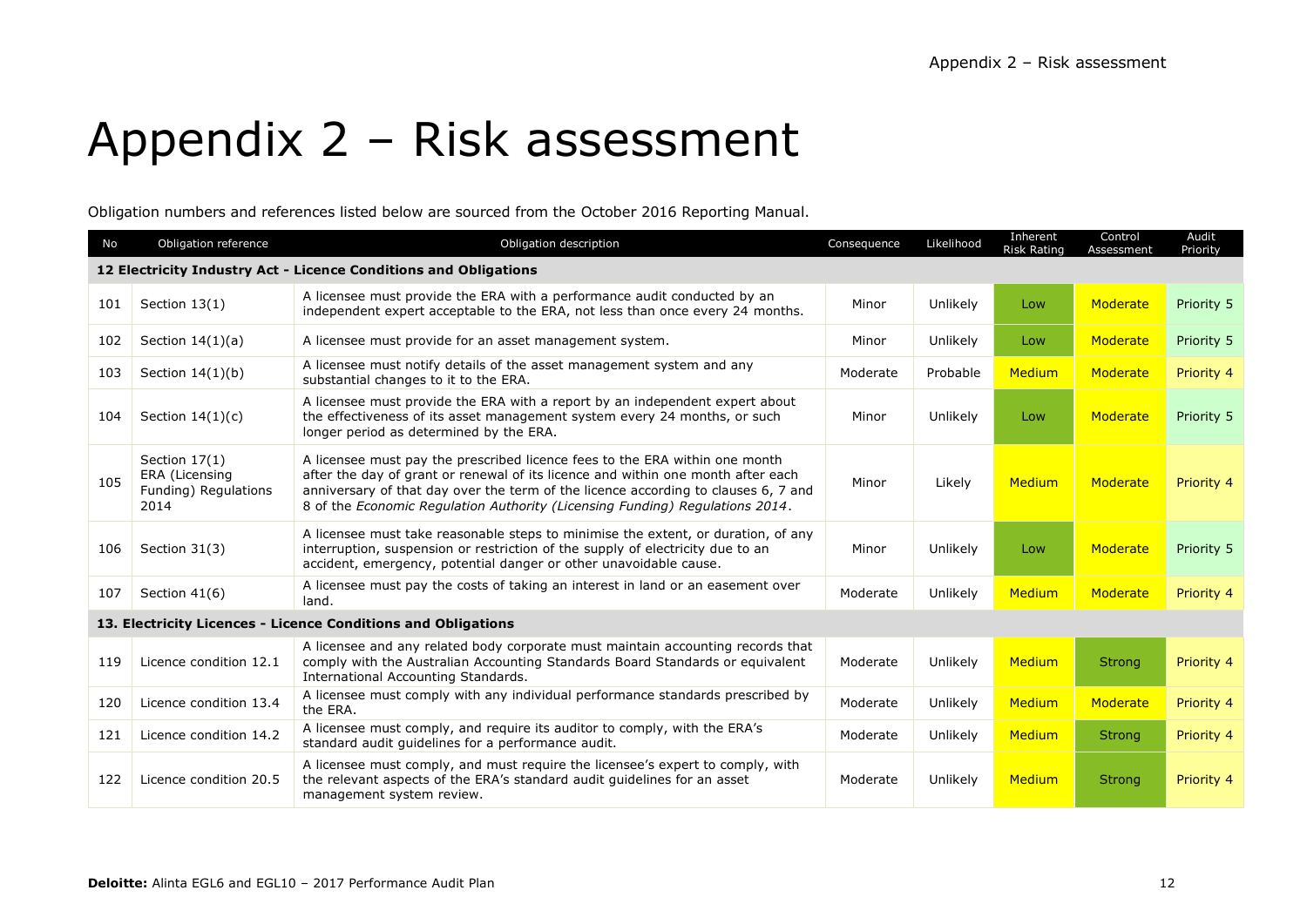# Appendix 2 – Risk assessment

Obligation numbers and references listed below are sourced from the October 2016 Reporting Manual.

| No | Obligation reference | Obligation description | Consequence | Likelihood | Inherent Risk Rating | Control Assessment | Audit Priority |
|---|---|---|---|---|---|---|---|
| **12 Electricity Industry Act - Licence Conditions and Obligations** | | | | | | | |
| 101 | Section 13(1) | A licensee must provide the ERA with a performance audit conducted by an independent expert acceptable to the ERA, not less than once every 24 months. | Minor | Unlikely | Low | Moderate | Priority 5 |
| 102 | Section 14(1)(a) | A licensee must provide for an asset management system. | Minor | Unlikely | Low | Moderate | Priority 5 |
| 103 | Section 14(1)(b) | A licensee must notify details of the asset management system and any substantial changes to it to the ERA. | Moderate | Probable | Medium | Moderate | Priority 4 |
| 104 | Section 14(1)(c) | A licensee must provide the ERA with a report by an independent expert about the effectiveness of its asset management system every 24 months, or such longer period as determined by the ERA. | Minor | Unlikely | Low | Moderate | Priority 5 |
| 105 | Section 17(1) ERA (Licensing Funding) Regulations 2014 | A licensee must pay the prescribed licence fees to the ERA within one month after the day of grant or renewal of its licence and within one month after each anniversary of that day over the term of the licence according to clauses 6, 7 and 8 of the *Economic Regulation Authority (Licensing Funding) Regulations 2014*. | Minor | Likely | Medium | Moderate | Priority 4 |
| 106 | Section 31(3) | A licensee must take reasonable steps to minimise the extent, or duration, of any interruption, suspension or restriction of the supply of electricity due to an accident, emergency, potential danger or other unavoidable cause. | Minor | Unlikely | Low | Moderate | Priority 5 |
| 107 | Section 41(6) | A licensee must pay the costs of taking an interest in land or an easement over land. | Moderate | Unlikely | Medium | Moderate | Priority 4 |
| **13. Electricity Licences - Licence Conditions and Obligations** | | | | | | | |
| 119 | Licence condition 12.1 | A licensee and any related body corporate must maintain accounting records that comply with the Australian Accounting Standards Board Standards or equivalent International Accounting Standards. | Moderate | Unlikely | Medium | Strong | Priority 4 |
| 120 | Licence condition 13.4 | A licensee must comply with any individual performance standards prescribed by the ERA. | Moderate | Unlikely | Medium | Moderate | Priority 4 |
| 121 | Licence condition 14.2 | A licensee must comply, and require its auditor to comply, with the ERA's standard audit guidelines for a performance audit. | Moderate | Unlikely | Medium | Strong | Priority 4 |
| 122 | Licence condition 20.5 | A licensee must comply, and must require the licensee's expert to comply, with the relevant aspects of the ERA's standard audit guidelines for an asset management system review. | Moderate | Unlikely | Medium | Strong | Priority 4 |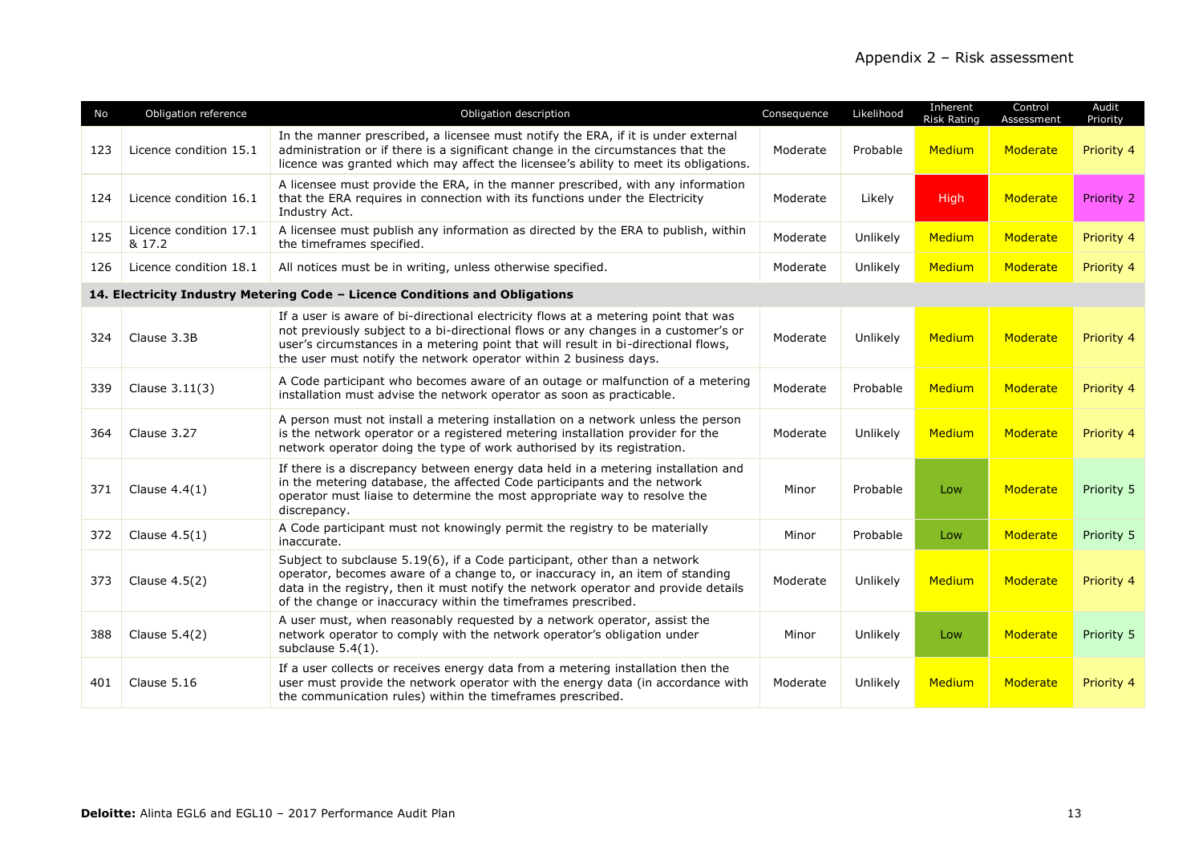# Appendix 2 – Risk assessment

| No | Obligation reference | Obligation description | Consequence | Likelihood | Inherent Risk Rating | Control Assessment | Audit Priority |
|---|---|---|---|---|---|---|---|
| 123 | Licence condition 15.1 | In the manner prescribed, a licensee must notify the ERA, if it is under external administration or if there is a significant change in the circumstances that the licence was granted which may affect the licensee's ability to meet its obligations. | Moderate | Probable | Medium | Moderate | Priority 4 |
| 124 | Licence condition 16.1 | A licensee must provide the ERA, in the manner prescribed, with any information that the ERA requires in connection with its functions under the Electricity Industry Act. | Moderate | Likely | High | Moderate | Priority 2 |
| 125 | Licence condition 17.1 & 17.2 | A licensee must publish any information as directed by the ERA to publish, within the timeframes specified. | Moderate | Unlikely | Medium | Moderate | Priority 4 |
| 126 | Licence condition 18.1 | All notices must be in writing, unless otherwise specified. | Moderate | Unlikely | Medium | Moderate | Priority 4 |
| **14. Electricity Industry Metering Code – Licence Conditions and Obligations** | | | | | | | |
| 324 | Clause 3.3B | If a user is aware of bi-directional electricity flows at a metering point that was not previously subject to a bi-directional flows or any changes in a customer's or user's circumstances in a metering point that will result in bi-directional flows, the user must notify the network operator within 2 business days. | Moderate | Unlikely | Medium | Moderate | Priority 4 |
| 339 | Clause 3.11(3) | A Code participant who becomes aware of an outage or malfunction of a metering installation must advise the network operator as soon as practicable. | Moderate | Probable | Medium | Moderate | Priority 4 |
| 364 | Clause 3.27 | A person must not install a metering installation on a network unless the person is the network operator or a registered metering installation provider for the network operator doing the type of work authorised by its registration. | Moderate | Unlikely | Medium | Moderate | Priority 4 |
| 371 | Clause 4.4(1) | If there is a discrepancy between energy data held in a metering installation and in the metering database, the affected Code participants and the network operator must liaise to determine the most appropriate way to resolve the discrepancy. | Minor | Probable | Low | Moderate | Priority 5 |
| 372 | Clause 4.5(1) | A Code participant must not knowingly permit the registry to be materially inaccurate. | Minor | Probable | Low | Moderate | Priority 5 |
| 373 | Clause 4.5(2) | Subject to subclause 5.19(6), if a Code participant, other than a network operator, becomes aware of a change to, or inaccuracy in, an item of standing data in the registry, then it must notify the network operator and provide details of the change or inaccuracy within the timeframes prescribed. | Moderate | Unlikely | Medium | Moderate | Priority 4 |
| 388 | Clause 5.4(2) | A user must, when reasonably requested by a network operator, assist the network operator to comply with the network operator's obligation under subclause 5.4(1). | Minor | Unlikely | Low | Moderate | Priority 5 |
| 401 | Clause 5.16 | If a user collects or receives energy data from a metering installation then the user must provide the network operator with the energy data (in accordance with the communication rules) within the timeframes prescribed. | Moderate | Unlikely | Medium | Moderate | Priority 4 |

**Deloitte:** Alinta EGL6 and EGL10 – 2017 Performance Audit Plan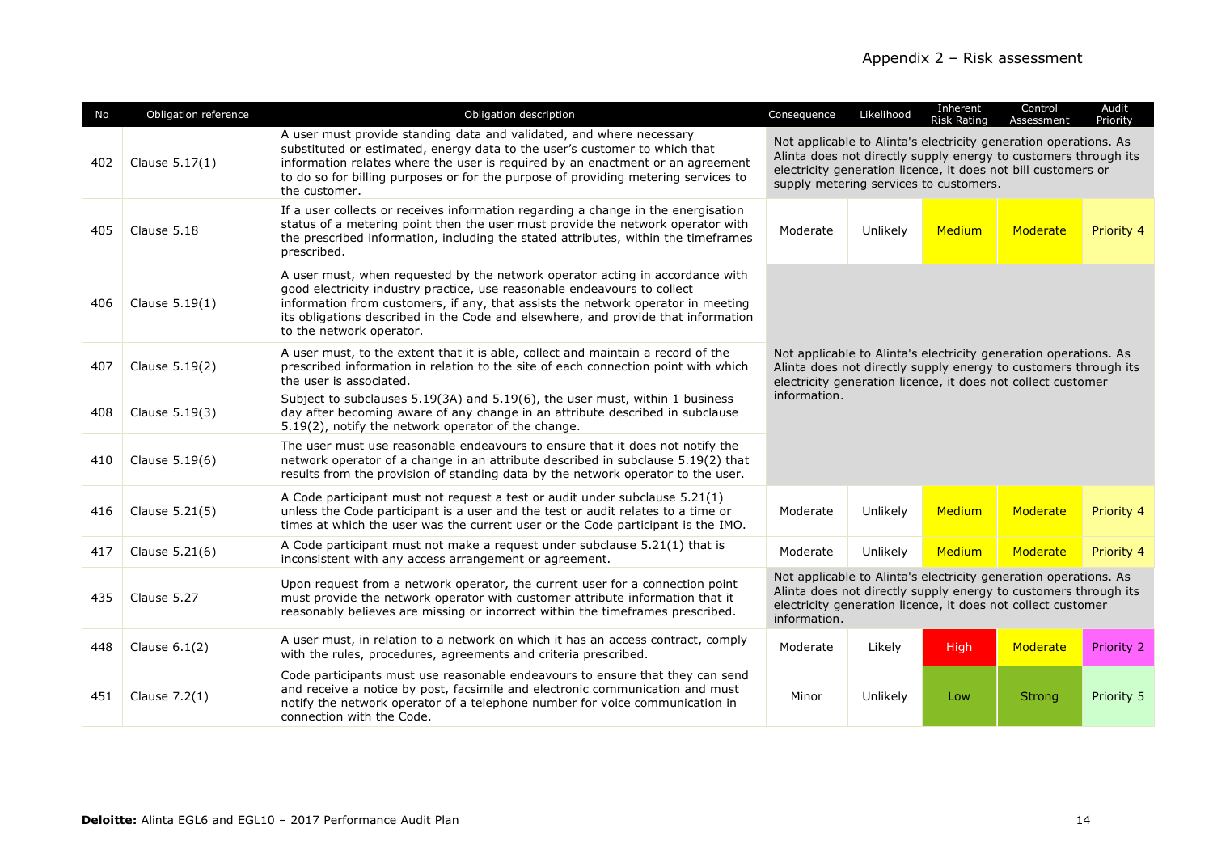## Appendix 2 – Risk assessment

| No | Obligation reference | Obligation description | Consequence | Likelihood | Inherent Risk Rating | Control Assessment | Audit Priority |
|---|---|---|---|---|---|---|---|
| 402 | Clause 5.17(1) | A user must provide standing data and validated, and where necessary substituted or estimated, energy data to the user's customer to which that information relates where the user is required by an enactment or an agreement to do so for billing purposes or for the purpose of providing metering services to the customer. | Not applicable to Alinta's electricity generation operations. As Alinta does not directly supply energy to customers through its electricity generation licence, it does not bill customers or supply metering services to customers. | | | | |
| 405 | Clause 5.18 | If a user collects or receives information regarding a change in the energisation status of a metering point then the user must provide the network operator with the prescribed information, including the stated attributes, within the timeframes prescribed. | Moderate | Unlikely | Medium | Moderate | Priority 4 |
| 406 | Clause 5.19(1) | A user must, when requested by the network operator acting in accordance with good electricity industry practice, use reasonable endeavours to collect information from customers, if any, that assists the network operator in meeting its obligations described in the Code and elsewhere, and provide that information to the network operator. | Not applicable to Alinta's electricity generation operations. As Alinta does not directly supply energy to customers through its electricity generation licence, it does not collect customer information. | | | | |
| 407 | Clause 5.19(2) | A user must, to the extent that it is able, collect and maintain a record of the prescribed information in relation to the site of each connection point with which the user is associated. | | | | | |
| 408 | Clause 5.19(3) | Subject to subclauses 5.19(3A) and 5.19(6), the user must, within 1 business day after becoming aware of any change in an attribute described in subclause 5.19(2), notify the network operator of the change. | | | | | |
| 410 | Clause 5.19(6) | The user must use reasonable endeavours to ensure that it does not notify the network operator of a change in an attribute described in subclause 5.19(2) that results from the provision of standing data by the network operator to the user. | | | | | |
| 416 | Clause 5.21(5) | A Code participant must not request a test or audit under subclause 5.21(1) unless the Code participant is a user and the test or audit relates to a time or times at which the user was the current user or the Code participant is the IMO. | Moderate | Unlikely | Medium | Moderate | Priority 4 |
| 417 | Clause 5.21(6) | A Code participant must not make a request under subclause 5.21(1) that is inconsistent with any access arrangement or agreement. | Moderate | Unlikely | Medium | Moderate | Priority 4 |
| 435 | Clause 5.27 | Upon request from a network operator, the current user for a connection point must provide the network operator with customer attribute information that it reasonably believes are missing or incorrect within the timeframes prescribed. | Not applicable to Alinta's electricity generation operations. As Alinta does not directly supply energy to customers through its electricity generation licence, it does not collect customer information. | | | | |
| 448 | Clause 6.1(2) | A user must, in relation to a network on which it has an access contract, comply with the rules, procedures, agreements and criteria prescribed. | Moderate | Likely | High | Moderate | Priority 2 |
| 451 | Clause 7.2(1) | Code participants must use reasonable endeavours to ensure that they can send and receive a notice by post, facsimile and electronic communication and must notify the network operator of a telephone number for voice communication in connection with the Code. | Minor | Unlikely | Low | Strong | Priority 5 |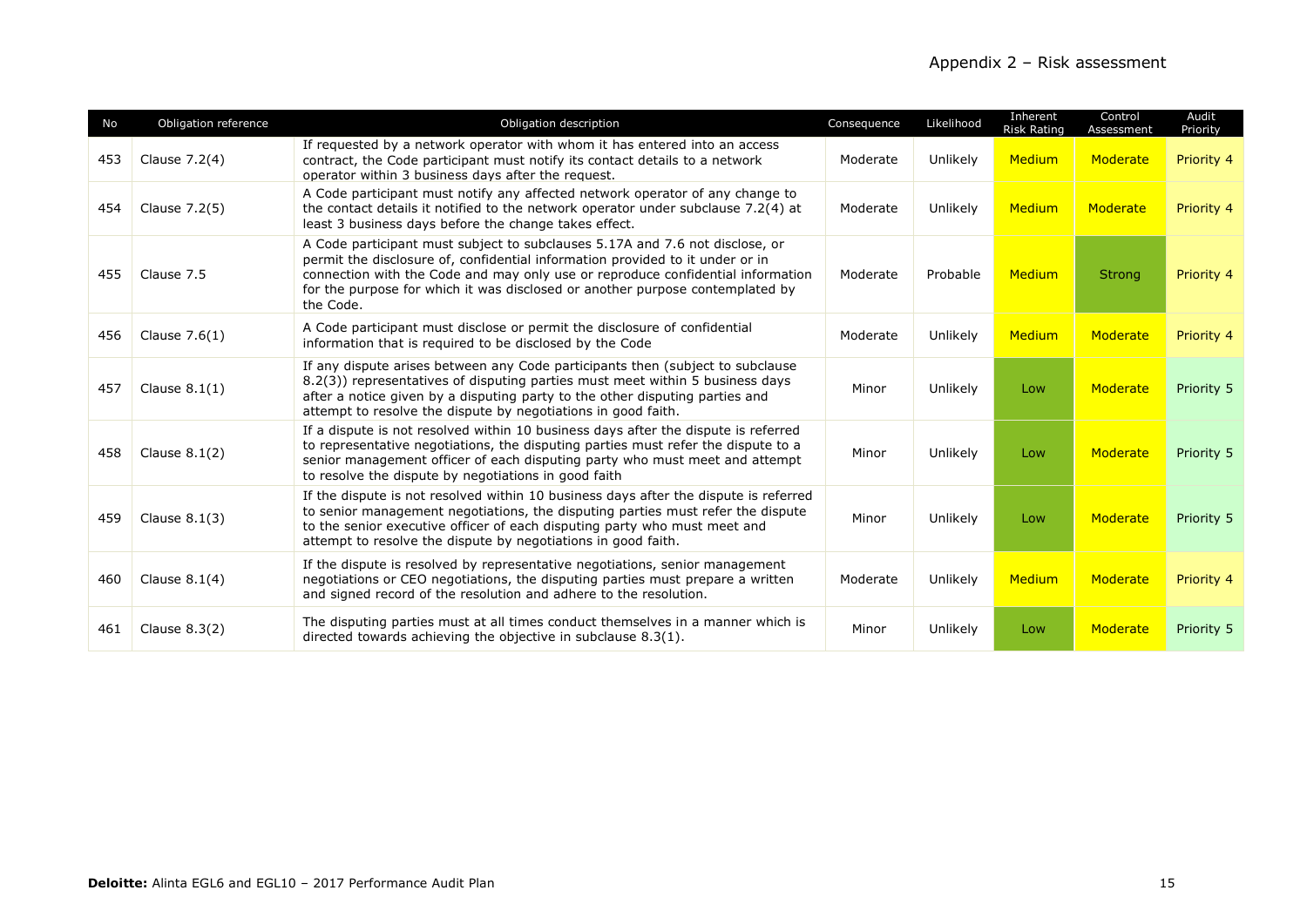## Appendix 2 – Risk assessment

| No | Obligation reference | Obligation description | Consequence | Likelihood | Inherent Risk Rating | Control Assessment | Audit Priority |
|---|---|---|---|---|---|---|---|
| 453 | Clause 7.2(4) | If requested by a network operator with whom it has entered into an access contract, the Code participant must notify its contact details to a network operator within 3 business days after the request. | Moderate | Unlikely | Medium | Moderate | Priority 4 |
| 454 | Clause 7.2(5) | A Code participant must notify any affected network operator of any change to the contact details it notified to the network operator under subclause 7.2(4) at least 3 business days before the change takes effect. | Moderate | Unlikely | Medium | Moderate | Priority 4 |
| 455 | Clause 7.5 | A Code participant must subject to subclauses 5.17A and 7.6 not disclose, or permit the disclosure of, confidential information provided to it under or in connection with the Code and may only use or reproduce confidential information for the purpose for which it was disclosed or another purpose contemplated by the Code. | Moderate | Probable | Medium | Strong | Priority 4 |
| 456 | Clause 7.6(1) | A Code participant must disclose or permit the disclosure of confidential information that is required to be disclosed by the Code | Moderate | Unlikely | Medium | Moderate | Priority 4 |
| 457 | Clause 8.1(1) | If any dispute arises between any Code participants then (subject to subclause 8.2(3)) representatives of disputing parties must meet within 5 business days after a notice given by a disputing party to the other disputing parties and attempt to resolve the dispute by negotiations in good faith. | Minor | Unlikely | Low | Moderate | Priority 5 |
| 458 | Clause 8.1(2) | If a dispute is not resolved within 10 business days after the dispute is referred to representative negotiations, the disputing parties must refer the dispute to a senior management officer of each disputing party who must meet and attempt to resolve the dispute by negotiations in good faith | Minor | Unlikely | Low | Moderate | Priority 5 |
| 459 | Clause 8.1(3) | If the dispute is not resolved within 10 business days after the dispute is referred to senior management negotiations, the disputing parties must refer the dispute to the senior executive officer of each disputing party who must meet and attempt to resolve the dispute by negotiations in good faith. | Minor | Unlikely | Low | Moderate | Priority 5 |
| 460 | Clause 8.1(4) | If the dispute is resolved by representative negotiations, senior management negotiations or CEO negotiations, the disputing parties must prepare a written and signed record of the resolution and adhere to the resolution. | Moderate | Unlikely | Medium | Moderate | Priority 4 |
| 461 | Clause 8.3(2) | The disputing parties must at all times conduct themselves in a manner which is directed towards achieving the objective in subclause 8.3(1). | Minor | Unlikely | Low | Moderate | Priority 5 |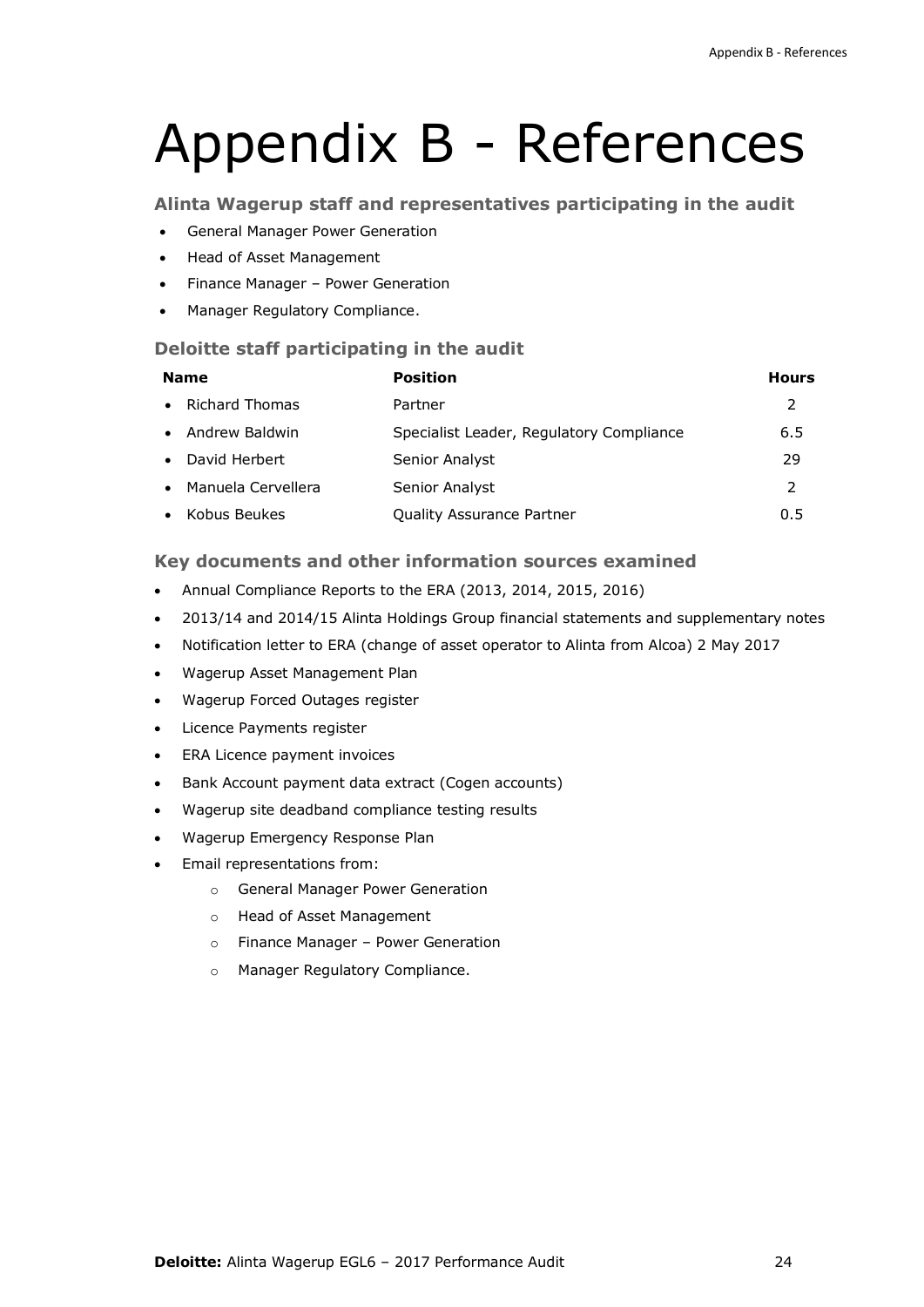# Appendix B - References

### Alinta Wagerup staff and representatives participating in the audit

- General Manager Power Generation
- Head of Asset Management
- Finance Manager – Power Generation
- Manager Regulatory Compliance.

### Deloitte staff participating in the audit

| Name | Position | Hours |
|---|---|---|
| • Richard Thomas | Partner | 2 |
| • Andrew Baldwin | Specialist Leader, Regulatory Compliance | 6.5 |
| • David Herbert | Senior Analyst | 29 |
| • Manuela Cervellera | Senior Analyst | 2 |
| • Kobus Beukes | Quality Assurance Partner | 0.5 |

### Key documents and other information sources examined

- Annual Compliance Reports to the ERA (2013, 2014, 2015, 2016)
- 2013/14 and 2014/15 Alinta Holdings Group financial statements and supplementary notes
- Notification letter to ERA (change of asset operator to Alinta from Alcoa) 2 May 2017
- Wagerup Asset Management Plan
- Wagerup Forced Outages register
- Licence Payments register
- ERA Licence payment invoices
- Bank Account payment data extract (Cogen accounts)
- Wagerup site deadband compliance testing results
- Wagerup Emergency Response Plan
- Email representations from:
  - General Manager Power Generation
  - Head of Asset Management
  - Finance Manager – Power Generation
  - Manager Regulatory Compliance.